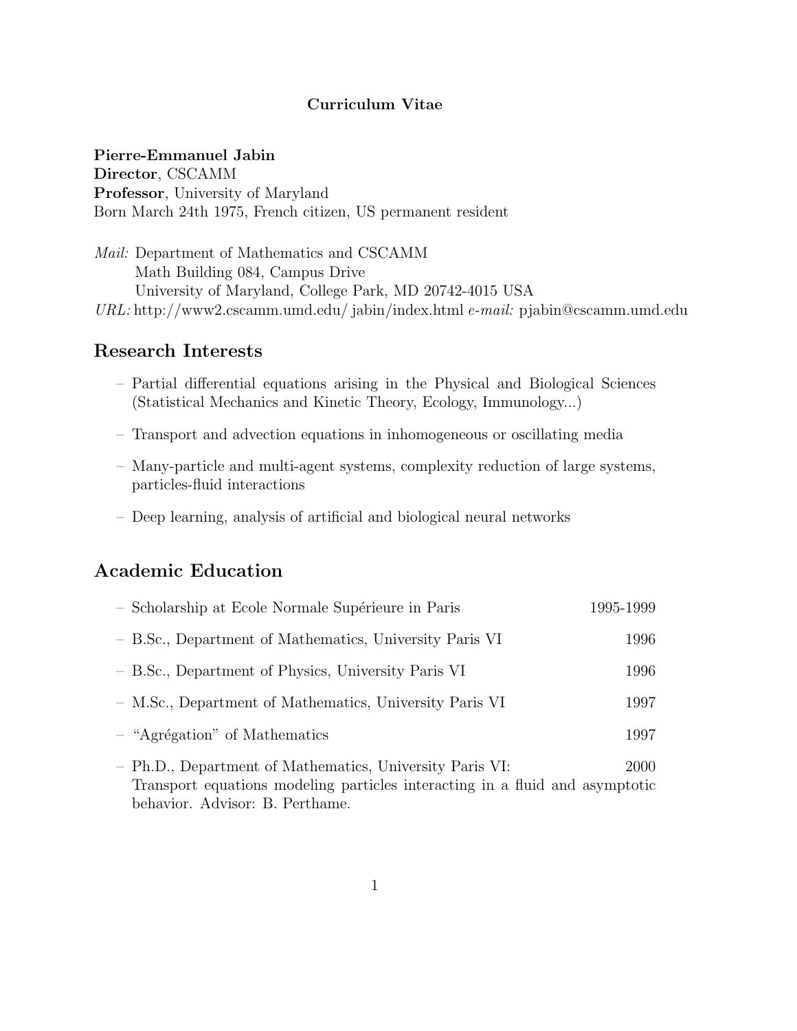**Curriculum Vitae**

**Pierre-Emmanuel Jabin**
**Director**, CSCAMM
**Professor**, University of Maryland
Born March 24th 1975, French citizen, US permanent resident

*Mail:* Department of Mathematics and CSCAMM
Math Building 084, Campus Drive
University of Maryland, College Park, MD 20742-4015 USA
*URL:* http://www2.cscamm.umd.edu/ jabin/index.html *e-mail:* pjabin@cscamm.umd.edu

## Research Interests

- Partial differential equations arising in the Physical and Biological Sciences (Statistical Mechanics and Kinetic Theory, Ecology, Immunology...)
- Transport and advection equations in inhomogeneous or oscillating media
- Many-particle and multi-agent systems, complexity reduction of large systems, particles-fluid interactions
- Deep learning, analysis of artificial and biological neural networks

## Academic Education

- Scholarship at Ecole Normale Supérieure in Paris 1995-1999
- B.Sc., Department of Mathematics, University Paris VI 1996
- B.Sc., Department of Physics, University Paris VI 1996
- M.Sc., Department of Mathematics, University Paris VI 1997
- "Agrégation" of Mathematics 1997
- Ph.D., Department of Mathematics, University Paris VI: 2000
  Transport equations modeling particles interacting in a fluid and asymptotic behavior. Advisor: B. Perthame.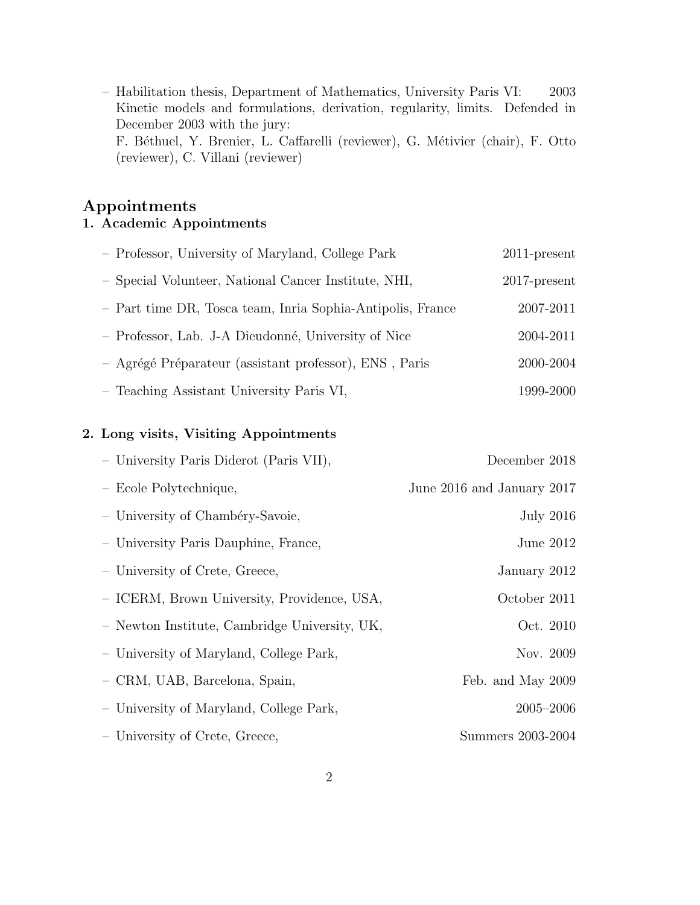- Habilitation thesis, Department of Mathematics, University Paris VI: 2003
  Kinetic models and formulations, derivation, regularity, limits. Defended in December 2003 with the jury:
  F. Béthuel, Y. Brenier, L. Caffarelli (reviewer), G. Métivier (chair), F. Otto (reviewer), C. Villani (reviewer)

# Appointments

## 1. Academic Appointments

- Professor, University of Maryland, College Park 2011-present
- Special Volunteer, National Cancer Institute, NHI, 2017-present
- Part time DR, Tosca team, Inria Sophia-Antipolis, France 2007-2011
- Professor, Lab. J-A Dieudonné, University of Nice 2004-2011
- Agrégé Préparateur (assistant professor), ENS , Paris 2000-2004
- Teaching Assistant University Paris VI, 1999-2000

## 2. Long visits, Visiting Appointments

- University Paris Diderot (Paris VII), December 2018
- Ecole Polytechnique, June 2016 and January 2017
- University of Chambéry-Savoie, July 2016
- University Paris Dauphine, France, June 2012
- University of Crete, Greece, January 2012
- ICERM, Brown University, Providence, USA, October 2011
- Newton Institute, Cambridge University, UK, Oct. 2010
- University of Maryland, College Park, Nov. 2009
- CRM, UAB, Barcelona, Spain, Feb. and May 2009
- University of Maryland, College Park, 2005–2006
- University of Crete, Greece, Summers 2003-2004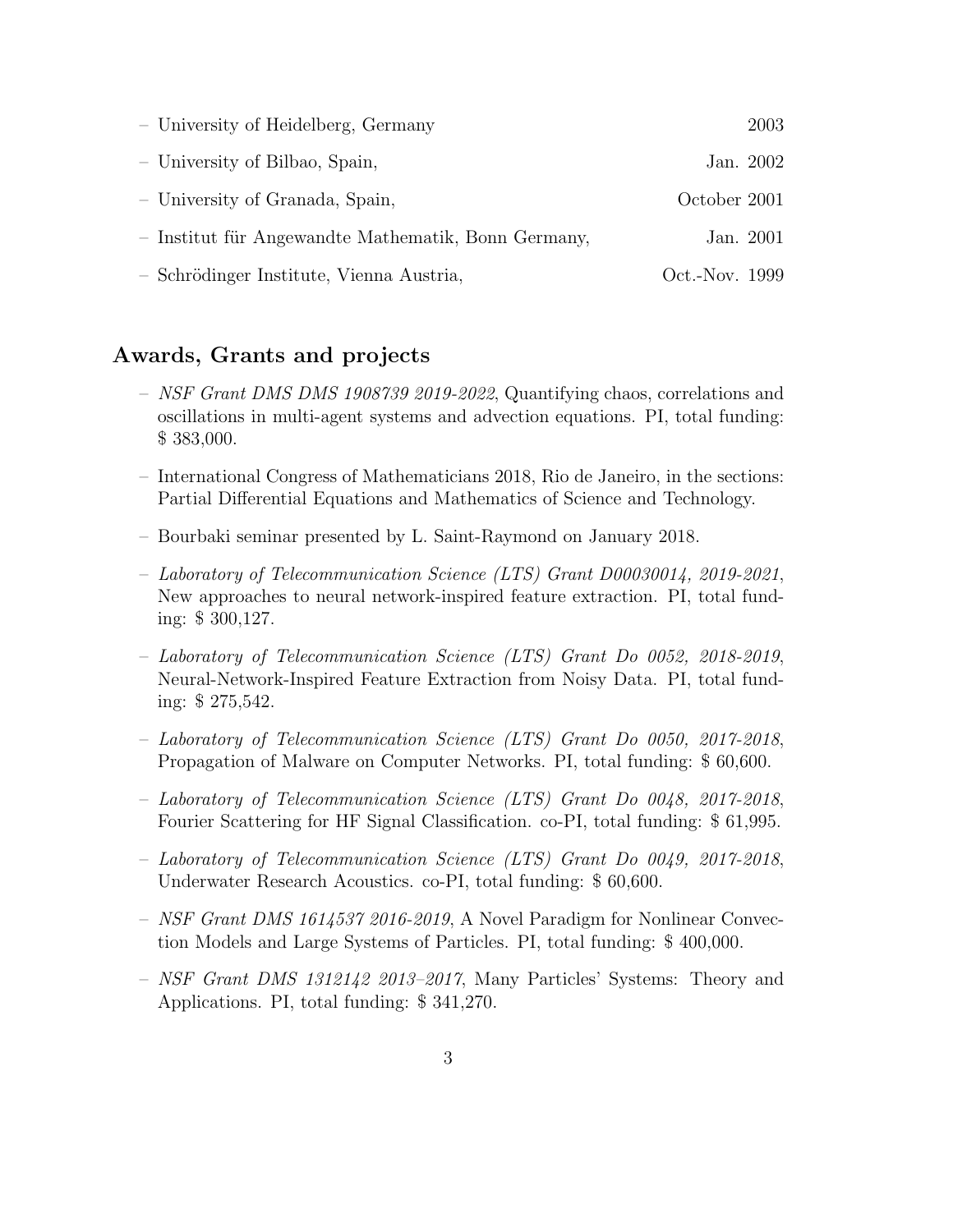- University of Heidelberg, Germany 2003
- University of Bilbao, Spain, Jan. 2002
- University of Granada, Spain, October 2001
- Institut für Angewandte Mathematik, Bonn Germany, Jan. 2001
- Schrödinger Institute, Vienna Austria, Oct.-Nov. 1999

## Awards, Grants and projects

- *NSF Grant DMS DMS 1908739 2019-2022*, Quantifying chaos, correlations and oscillations in multi-agent systems and advection equations. PI, total funding: $ 383,000.
- International Congress of Mathematicians 2018, Rio de Janeiro, in the sections: Partial Differential Equations and Mathematics of Science and Technology.
- Bourbaki seminar presented by L. Saint-Raymond on January 2018.
- *Laboratory of Telecommunication Science (LTS) Grant D00030014, 2019-2021*, New approaches to neural network-inspired feature extraction. PI, total funding: $ 300,127.
- *Laboratory of Telecommunication Science (LTS) Grant Do 0052, 2018-2019*, Neural-Network-Inspired Feature Extraction from Noisy Data. PI, total funding: $ 275,542.
- *Laboratory of Telecommunication Science (LTS) Grant Do 0050, 2017-2018*, Propagation of Malware on Computer Networks. PI, total funding: $ 60,600.
- *Laboratory of Telecommunication Science (LTS) Grant Do 0048, 2017-2018*, Fourier Scattering for HF Signal Classification. co-PI, total funding: $ 61,995.
- *Laboratory of Telecommunication Science (LTS) Grant Do 0049, 2017-2018*, Underwater Research Acoustics. co-PI, total funding: $ 60,600.
- *NSF Grant DMS 1614537 2016-2019*, A Novel Paradigm for Nonlinear Convection Models and Large Systems of Particles. PI, total funding: $ 400,000.
- *NSF Grant DMS 1312142 2013–2017*, Many Particles' Systems: Theory and Applications. PI, total funding: $ 341,270.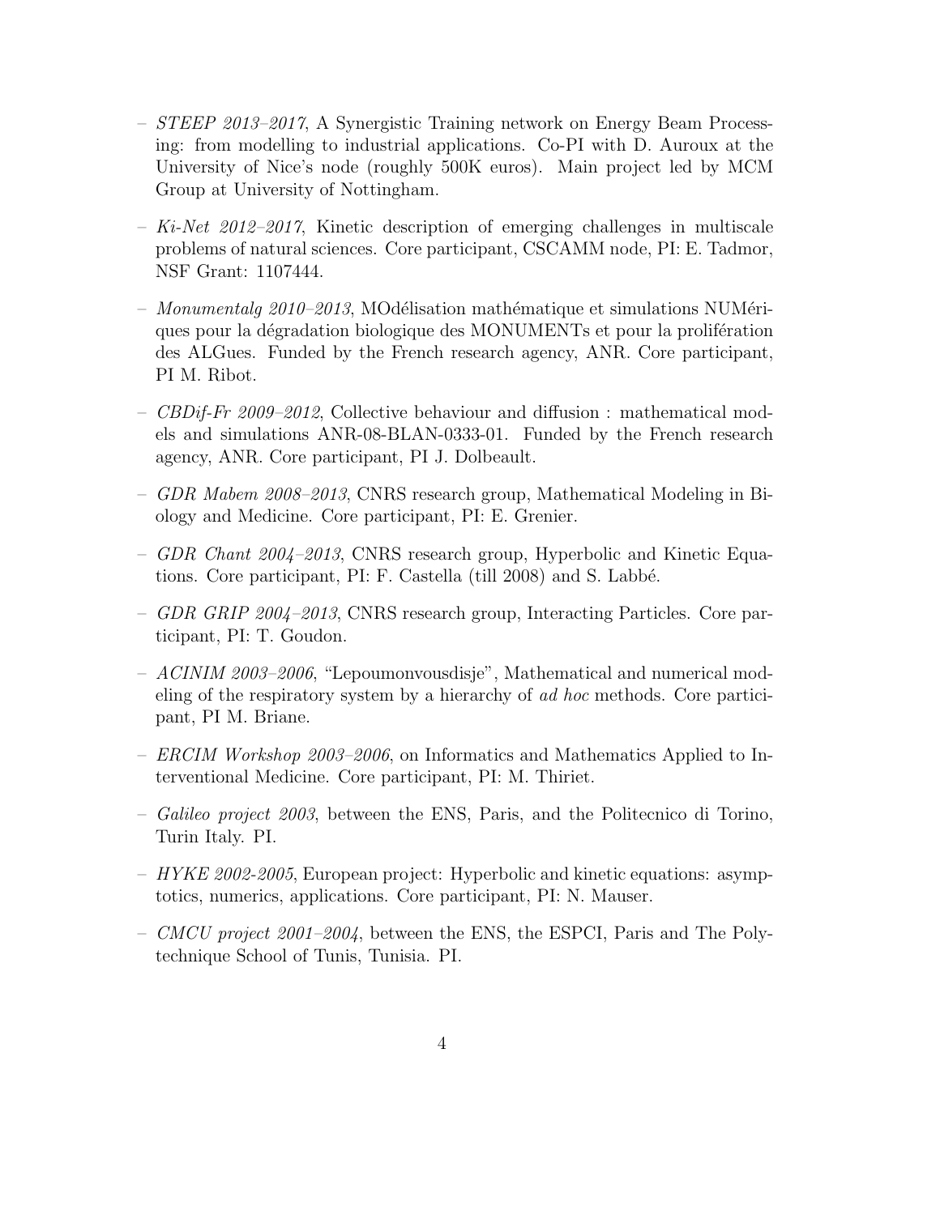- *STEEP 2013–2017*, A Synergistic Training network on Energy Beam Processing: from modelling to industrial applications. Co-PI with D. Auroux at the University of Nice's node (roughly 500K euros). Main project led by MCM Group at University of Nottingham.

- *Ki-Net 2012–2017*, Kinetic description of emerging challenges in multiscale problems of natural sciences. Core participant, CSCAMM node, PI: E. Tadmor, NSF Grant: 1107444.

- *Monumentalg 2010–2013*, MOdélisation mathématique et simulations NUMériques pour la dégradation biologique des MONUMENTs et pour la prolifération des ALGues. Funded by the French research agency, ANR. Core participant, PI M. Ribot.

- *CBDif-Fr 2009–2012*, Collective behaviour and diffusion : mathematical models and simulations ANR-08-BLAN-0333-01. Funded by the French research agency, ANR. Core participant, PI J. Dolbeault.

- *GDR Mabem 2008–2013*, CNRS research group, Mathematical Modeling in Biology and Medicine. Core participant, PI: E. Grenier.

- *GDR Chant 2004–2013*, CNRS research group, Hyperbolic and Kinetic Equations. Core participant, PI: F. Castella (till 2008) and S. Labbé.

- *GDR GRIP 2004–2013*, CNRS research group, Interacting Particles. Core participant, PI: T. Goudon.

- *ACINIM 2003–2006*, "Lepoumonvousdisje", Mathematical and numerical modeling of the respiratory system by a hierarchy of *ad hoc* methods. Core participant, PI M. Briane.

- *ERCIM Workshop 2003–2006*, on Informatics and Mathematics Applied to Interventional Medicine. Core participant, PI: M. Thiriet.

- *Galileo project 2003*, between the ENS, Paris, and the Politecnico di Torino, Turin Italy. PI.

- *HYKE 2002-2005*, European project: Hyperbolic and kinetic equations: asymptotics, numerics, applications. Core participant, PI: N. Mauser.

- *CMCU project 2001–2004*, between the ENS, the ESPCI, Paris and The Polytechnique School of Tunis, Tunisia. PI.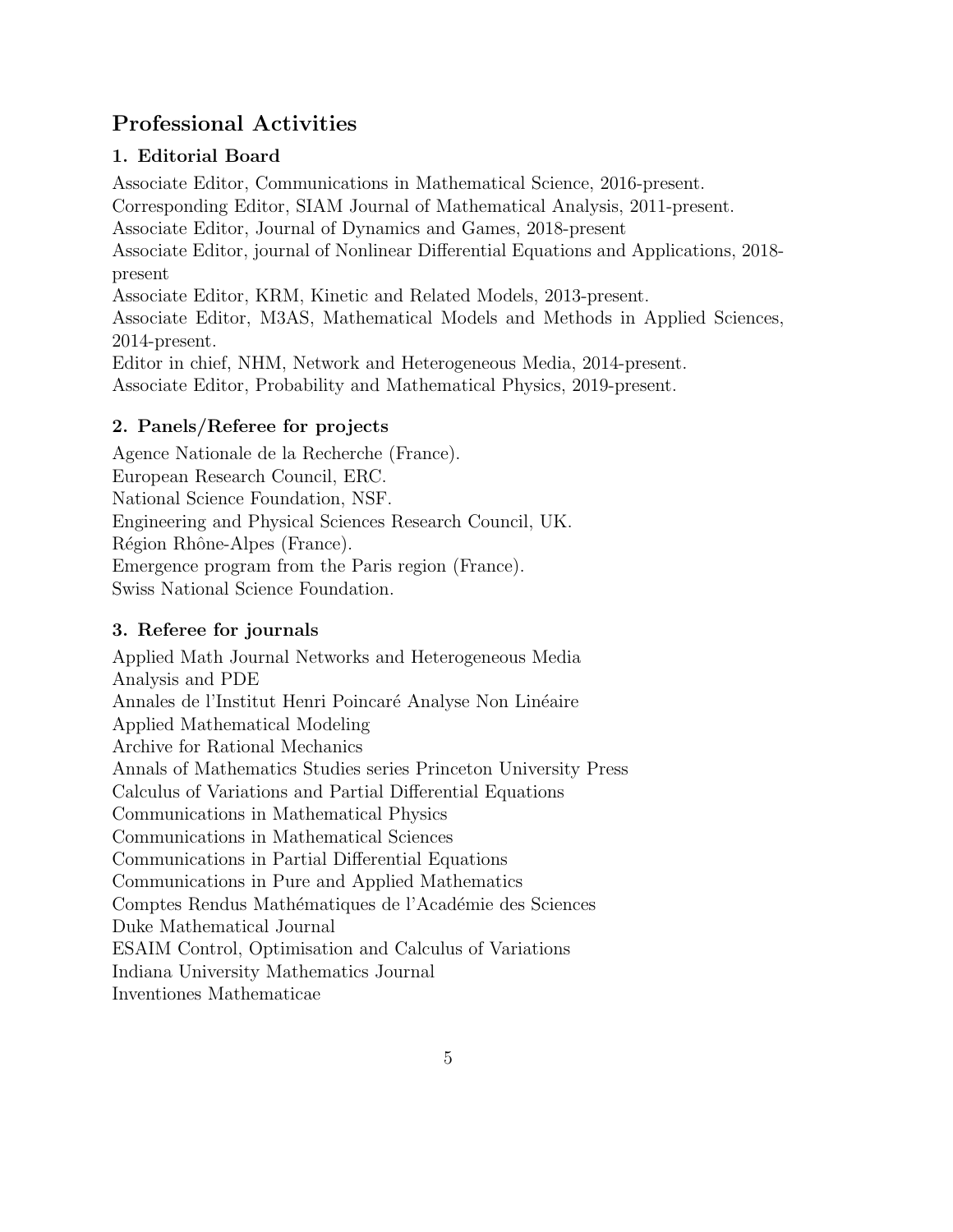## Professional Activities

### 1. Editorial Board

Associate Editor, Communications in Mathematical Science, 2016-present.
Corresponding Editor, SIAM Journal of Mathematical Analysis, 2011-present.
Associate Editor, Journal of Dynamics and Games, 2018-present
Associate Editor, journal of Nonlinear Differential Equations and Applications, 2018-present
Associate Editor, KRM, Kinetic and Related Models, 2013-present.
Associate Editor, M3AS, Mathematical Models and Methods in Applied Sciences, 2014-present.
Editor in chief, NHM, Network and Heterogeneous Media, 2014-present.
Associate Editor, Probability and Mathematical Physics, 2019-present.

### 2. Panels/Referee for projects

Agence Nationale de la Recherche (France).
European Research Council, ERC.
National Science Foundation, NSF.
Engineering and Physical Sciences Research Council, UK.
Région Rhône-Alpes (France).
Emergence program from the Paris region (France).
Swiss National Science Foundation.

### 3. Referee for journals

Applied Math Journal Networks and Heterogeneous Media
Analysis and PDE
Annales de l'Institut Henri Poincaré Analyse Non Linéaire
Applied Mathematical Modeling
Archive for Rational Mechanics
Annals of Mathematics Studies series Princeton University Press
Calculus of Variations and Partial Differential Equations
Communications in Mathematical Physics
Communications in Mathematical Sciences
Communications in Partial Differential Equations
Communications in Pure and Applied Mathematics
Comptes Rendus Mathématiques de l'Académie des Sciences
Duke Mathematical Journal
ESAIM Control, Optimisation and Calculus of Variations
Indiana University Mathematics Journal
Inventiones Mathematicae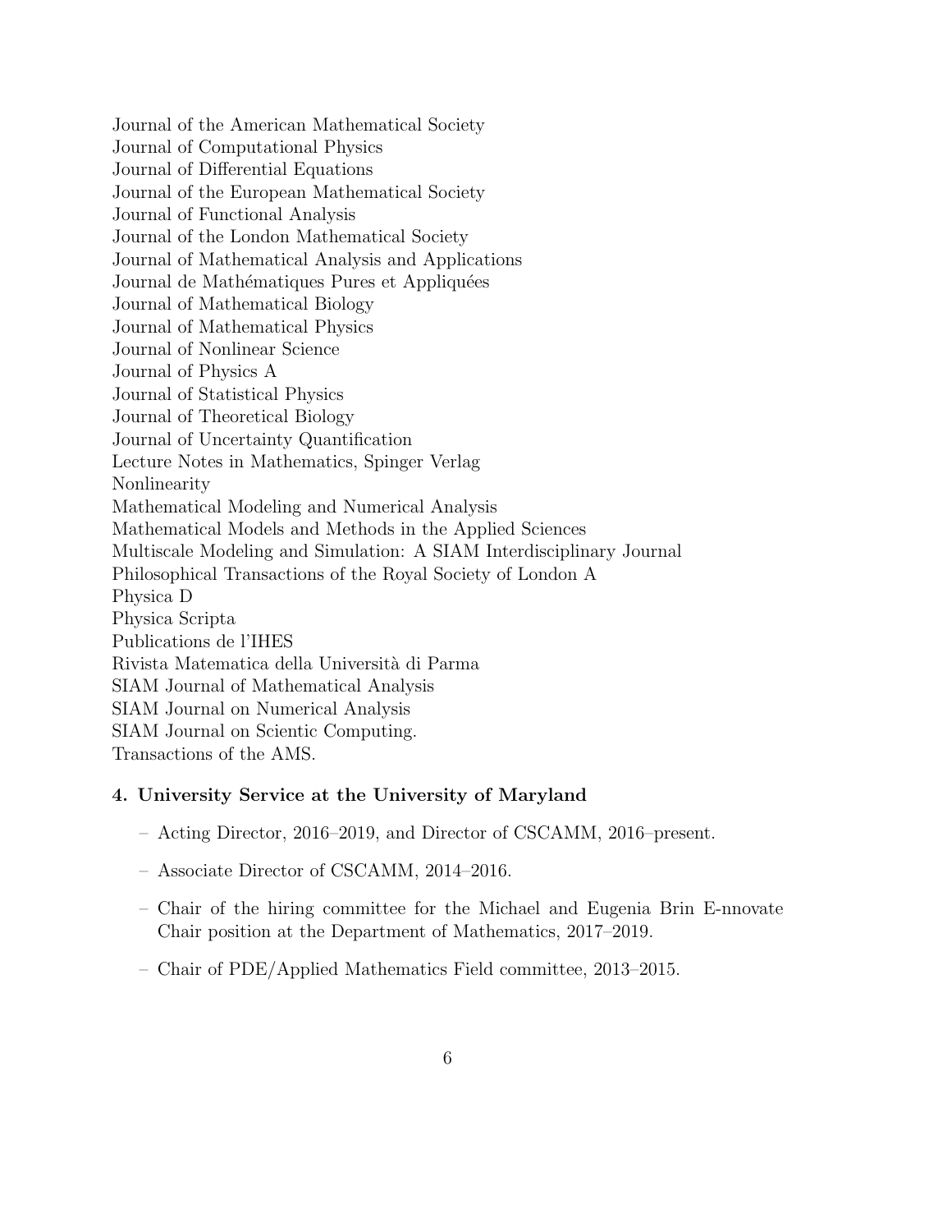Journal of the American Mathematical Society
Journal of Computational Physics
Journal of Differential Equations
Journal of the European Mathematical Society
Journal of Functional Analysis
Journal of the London Mathematical Society
Journal of Mathematical Analysis and Applications
Journal de Mathématiques Pures et Appliquées
Journal of Mathematical Biology
Journal of Mathematical Physics
Journal of Nonlinear Science
Journal of Physics A
Journal of Statistical Physics
Journal of Theoretical Biology
Journal of Uncertainty Quantification
Lecture Notes in Mathematics, Spinger Verlag
Nonlinearity
Mathematical Modeling and Numerical Analysis
Mathematical Models and Methods in the Applied Sciences
Multiscale Modeling and Simulation: A SIAM Interdisciplinary Journal
Philosophical Transactions of the Royal Society of London A
Physica D
Physica Scripta
Publications de l'IHES
Rivista Matematica della Università di Parma
SIAM Journal of Mathematical Analysis
SIAM Journal on Numerical Analysis
SIAM Journal on Scientic Computing.
Transactions of the AMS.

### 4. University Service at the University of Maryland

- Acting Director, 2016–2019, and Director of CSCAMM, 2016–present.
- Associate Director of CSCAMM, 2014–2016.
- Chair of the hiring committee for the Michael and Eugenia Brin E-nnovate Chair position at the Department of Mathematics, 2017–2019.
- Chair of PDE/Applied Mathematics Field committee, 2013–2015.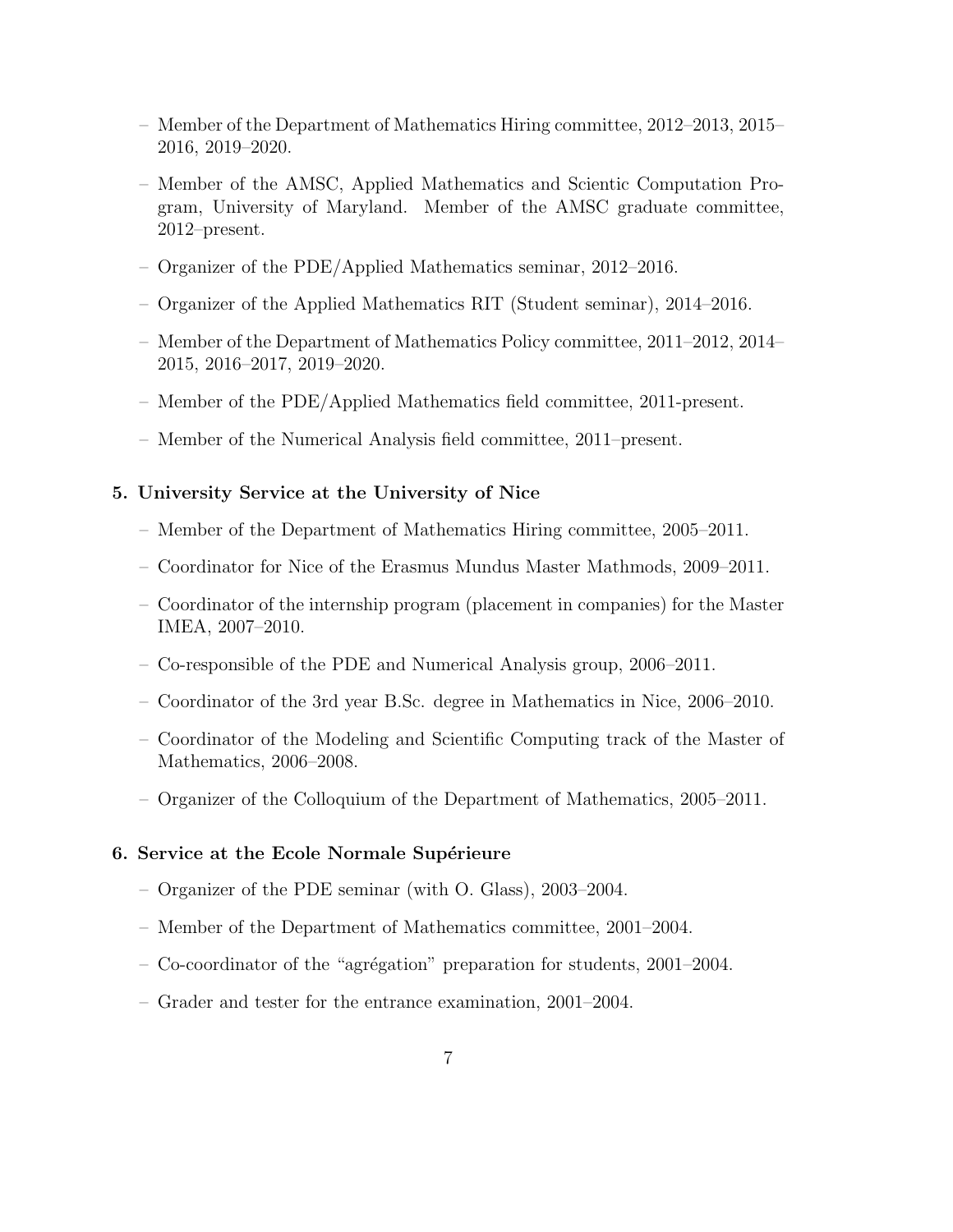- Member of the Department of Mathematics Hiring committee, 2012–2013, 2015–2016, 2019–2020.
- Member of the AMSC, Applied Mathematics and Scientic Computation Program, University of Maryland. Member of the AMSC graduate committee, 2012–present.
- Organizer of the PDE/Applied Mathematics seminar, 2012–2016.
- Organizer of the Applied Mathematics RIT (Student seminar), 2014–2016.
- Member of the Department of Mathematics Policy committee, 2011–2012, 2014–2015, 2016–2017, 2019–2020.
- Member of the PDE/Applied Mathematics field committee, 2011-present.
- Member of the Numerical Analysis field committee, 2011–present.

**5. University Service at the University of Nice**

- Member of the Department of Mathematics Hiring committee, 2005–2011.
- Coordinator for Nice of the Erasmus Mundus Master Mathmods, 2009–2011.
- Coordinator of the internship program (placement in companies) for the Master IMEA, 2007–2010.
- Co-responsible of the PDE and Numerical Analysis group, 2006–2011.
- Coordinator of the 3rd year B.Sc. degree in Mathematics in Nice, 2006–2010.
- Coordinator of the Modeling and Scientific Computing track of the Master of Mathematics, 2006–2008.
- Organizer of the Colloquium of the Department of Mathematics, 2005–2011.

**6. Service at the Ecole Normale Supérieure**

- Organizer of the PDE seminar (with O. Glass), 2003–2004.
- Member of the Department of Mathematics committee, 2001–2004.
- Co-coordinator of the "agrégation" preparation for students, 2001–2004.
- Grader and tester for the entrance examination, 2001–2004.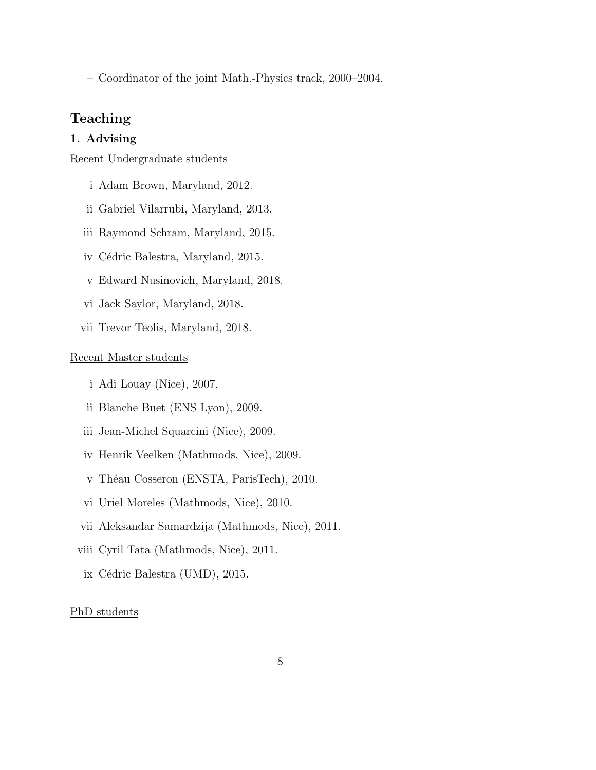– Coordinator of the joint Math.-Physics track, 2000–2004.

## Teaching

### 1. Advising

Recent Undergraduate students

i Adam Brown, Maryland, 2012.

ii Gabriel Vilarrubi, Maryland, 2013.

iii Raymond Schram, Maryland, 2015.

iv Cédric Balestra, Maryland, 2015.

v Edward Nusinovich, Maryland, 2018.

vi Jack Saylor, Maryland, 2018.

vii Trevor Teolis, Maryland, 2018.

Recent Master students

i Adi Louay (Nice), 2007.

ii Blanche Buet (ENS Lyon), 2009.

iii Jean-Michel Squarcini (Nice), 2009.

iv Henrik Veelken (Mathmods, Nice), 2009.

v Théau Cosseron (ENSTA, ParisTech), 2010.

vi Uriel Moreles (Mathmods, Nice), 2010.

vii Aleksandar Samardzija (Mathmods, Nice), 2011.

viii Cyril Tata (Mathmods, Nice), 2011.

ix Cédric Balestra (UMD), 2015.

PhD students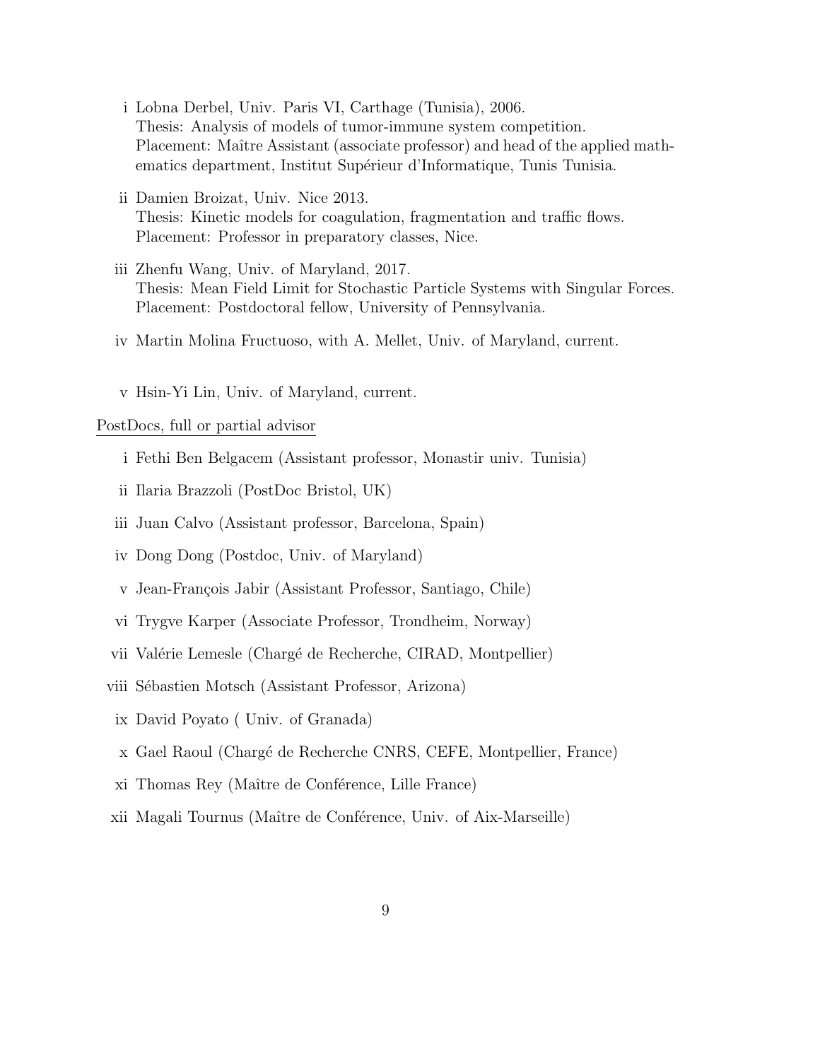- i Lobna Derbel, Univ. Paris VI, Carthage (Tunisia), 2006.
  Thesis: Analysis of models of tumor-immune system competition.
  Placement: Maître Assistant (associate professor) and head of the applied mathematics department, Institut Supérieur d'Informatique, Tunis Tunisia.

- ii Damien Broizat, Univ. Nice 2013.
  Thesis: Kinetic models for coagulation, fragmentation and traffic flows.
  Placement: Professor in preparatory classes, Nice.

- iii Zhenfu Wang, Univ. of Maryland, 2017.
  Thesis: Mean Field Limit for Stochastic Particle Systems with Singular Forces.
  Placement: Postdoctoral fellow, University of Pennsylvania.

- iv Martin Molina Fructuoso, with A. Mellet, Univ. of Maryland, current.

- v Hsin-Yi Lin, Univ. of Maryland, current.

PostDocs, full or partial advisor

- i Fethi Ben Belgacem (Assistant professor, Monastir univ. Tunisia)
- ii Ilaria Brazzoli (PostDoc Bristol, UK)
- iii Juan Calvo (Assistant professor, Barcelona, Spain)
- iv Dong Dong (Postdoc, Univ. of Maryland)
- v Jean-François Jabir (Assistant Professor, Santiago, Chile)
- vi Trygve Karper (Associate Professor, Trondheim, Norway)
- vii Valérie Lemesle (Chargé de Recherche, CIRAD, Montpellier)
- viii Sébastien Motsch (Assistant Professor, Arizona)
- ix David Poyato ( Univ. of Granada)
- x Gael Raoul (Chargé de Recherche CNRS, CEFE, Montpellier, France)
- xi Thomas Rey (Maître de Conférence, Lille France)
- xii Magali Tournus (Maître de Conférence, Univ. of Aix-Marseille)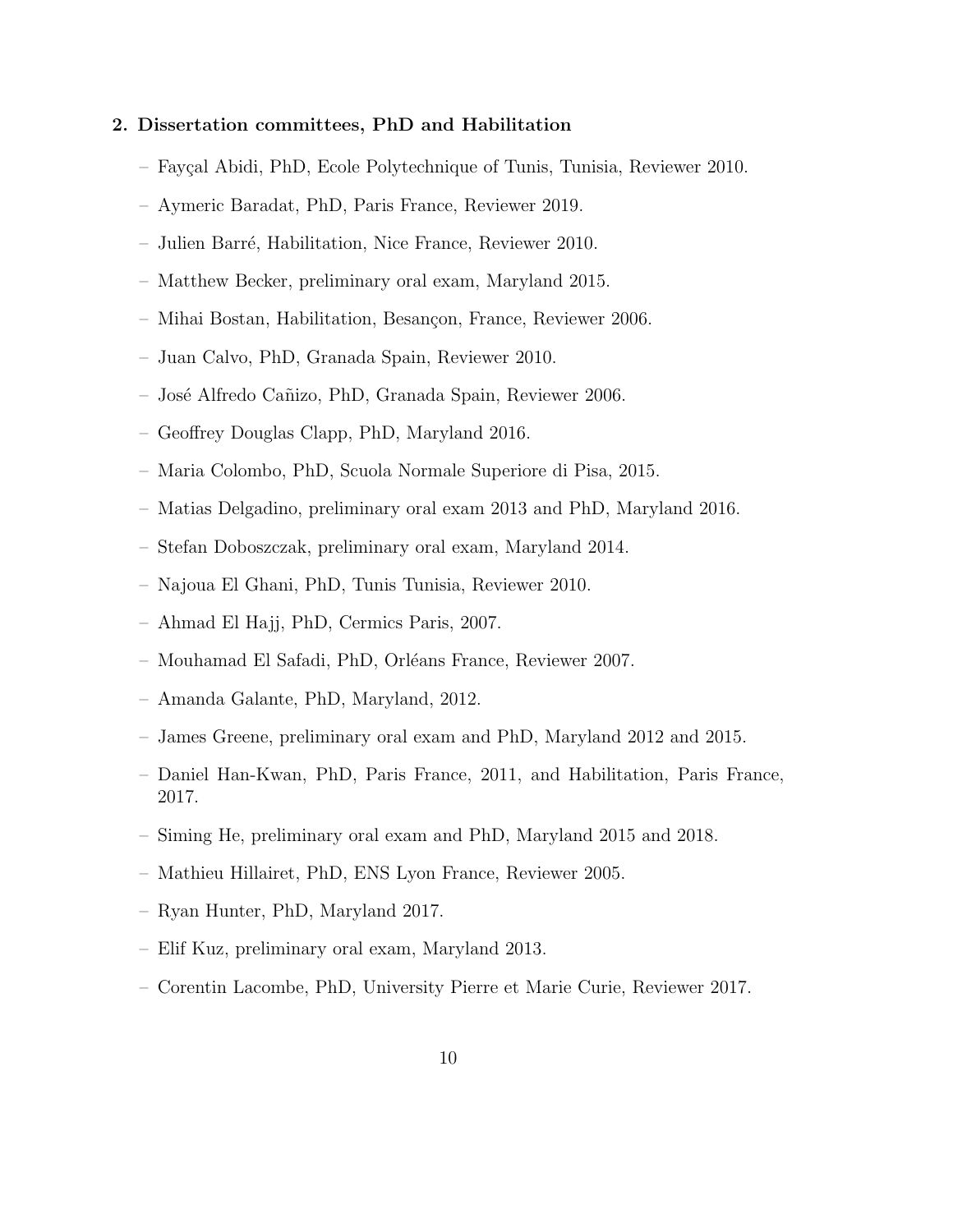**2. Dissertation committees, PhD and Habilitation**

- Fayçal Abidi, PhD, Ecole Polytechnique of Tunis, Tunisia, Reviewer 2010.
- Aymeric Baradat, PhD, Paris France, Reviewer 2019.
- Julien Barré, Habilitation, Nice France, Reviewer 2010.
- Matthew Becker, preliminary oral exam, Maryland 2015.
- Mihai Bostan, Habilitation, Besançon, France, Reviewer 2006.
- Juan Calvo, PhD, Granada Spain, Reviewer 2010.
- José Alfredo Cañizo, PhD, Granada Spain, Reviewer 2006.
- Geoffrey Douglas Clapp, PhD, Maryland 2016.
- Maria Colombo, PhD, Scuola Normale Superiore di Pisa, 2015.
- Matias Delgadino, preliminary oral exam 2013 and PhD, Maryland 2016.
- Stefan Doboszczak, preliminary oral exam, Maryland 2014.
- Najoua El Ghani, PhD, Tunis Tunisia, Reviewer 2010.
- Ahmad El Hajj, PhD, Cermics Paris, 2007.
- Mouhamad El Safadi, PhD, Orléans France, Reviewer 2007.
- Amanda Galante, PhD, Maryland, 2012.
- James Greene, preliminary oral exam and PhD, Maryland 2012 and 2015.
- Daniel Han-Kwan, PhD, Paris France, 2011, and Habilitation, Paris France, 2017.
- Siming He, preliminary oral exam and PhD, Maryland 2015 and 2018.
- Mathieu Hillairet, PhD, ENS Lyon France, Reviewer 2005.
- Ryan Hunter, PhD, Maryland 2017.
- Elif Kuz, preliminary oral exam, Maryland 2013.
- Corentin Lacombe, PhD, University Pierre et Marie Curie, Reviewer 2017.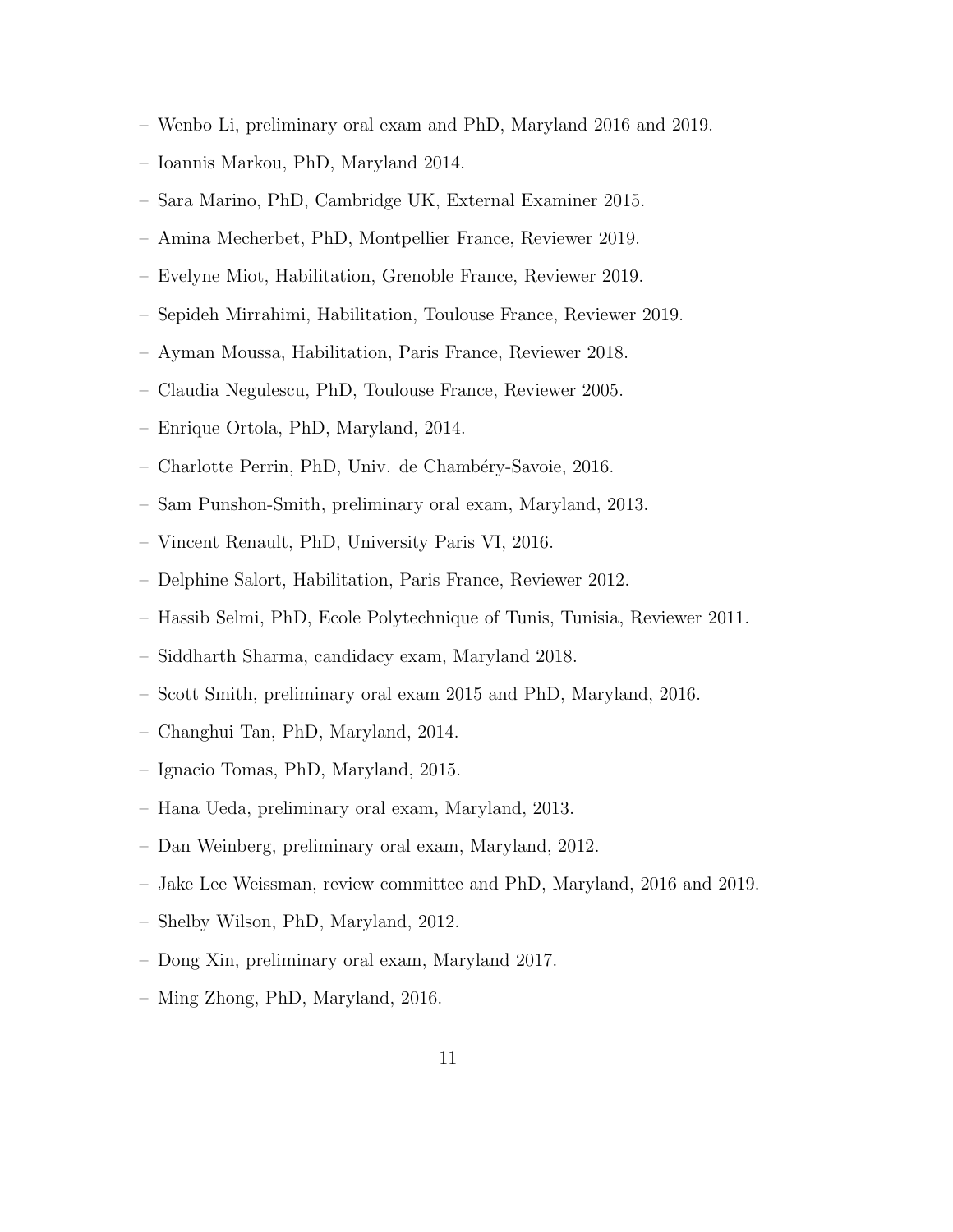– Wenbo Li, preliminary oral exam and PhD, Maryland 2016 and 2019.

– Ioannis Markou, PhD, Maryland 2014.

– Sara Marino, PhD, Cambridge UK, External Examiner 2015.

– Amina Mecherbet, PhD, Montpellier France, Reviewer 2019.

– Evelyne Miot, Habilitation, Grenoble France, Reviewer 2019.

– Sepideh Mirrahimi, Habilitation, Toulouse France, Reviewer 2019.

– Ayman Moussa, Habilitation, Paris France, Reviewer 2018.

– Claudia Negulescu, PhD, Toulouse France, Reviewer 2005.

– Enrique Ortola, PhD, Maryland, 2014.

– Charlotte Perrin, PhD, Univ. de Chambéry-Savoie, 2016.

– Sam Punshon-Smith, preliminary oral exam, Maryland, 2013.

– Vincent Renault, PhD, University Paris VI, 2016.

– Delphine Salort, Habilitation, Paris France, Reviewer 2012.

– Hassib Selmi, PhD, Ecole Polytechnique of Tunis, Tunisia, Reviewer 2011.

– Siddharth Sharma, candidacy exam, Maryland 2018.

– Scott Smith, preliminary oral exam 2015 and PhD, Maryland, 2016.

– Changhui Tan, PhD, Maryland, 2014.

– Ignacio Tomas, PhD, Maryland, 2015.

– Hana Ueda, preliminary oral exam, Maryland, 2013.

– Dan Weinberg, preliminary oral exam, Maryland, 2012.

– Jake Lee Weissman, review committee and PhD, Maryland, 2016 and 2019.

– Shelby Wilson, PhD, Maryland, 2012.

– Dong Xin, preliminary oral exam, Maryland 2017.

– Ming Zhong, PhD, Maryland, 2016.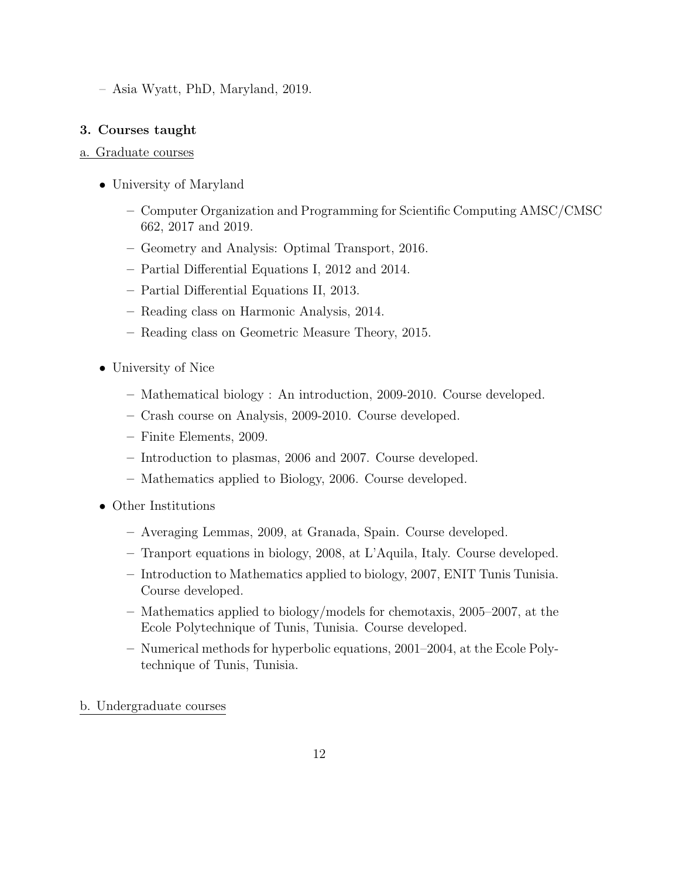- Asia Wyatt, PhD, Maryland, 2019.

### 3. Courses taught

<u>a. Graduate courses</u>

- University of Maryland
  - Computer Organization and Programming for Scientific Computing AMSC/CMSC 662, 2017 and 2019.
  - Geometry and Analysis: Optimal Transport, 2016.
  - Partial Differential Equations I, 2012 and 2014.
  - Partial Differential Equations II, 2013.
  - Reading class on Harmonic Analysis, 2014.
  - Reading class on Geometric Measure Theory, 2015.
- University of Nice
  - Mathematical biology : An introduction, 2009-2010. Course developed.
  - Crash course on Analysis, 2009-2010. Course developed.
  - Finite Elements, 2009.
  - Introduction to plasmas, 2006 and 2007. Course developed.
  - Mathematics applied to Biology, 2006. Course developed.
- Other Institutions
  - Averaging Lemmas, 2009, at Granada, Spain. Course developed.
  - Tranport equations in biology, 2008, at L'Aquila, Italy. Course developed.
  - Introduction to Mathematics applied to biology, 2007, ENIT Tunis Tunisia. Course developed.
  - Mathematics applied to biology/models for chemotaxis, 2005–2007, at the Ecole Polytechnique of Tunis, Tunisia. Course developed.
  - Numerical methods for hyperbolic equations, 2001–2004, at the Ecole Polytechnique of Tunis, Tunisia.

<u>b. Undergraduate courses</u>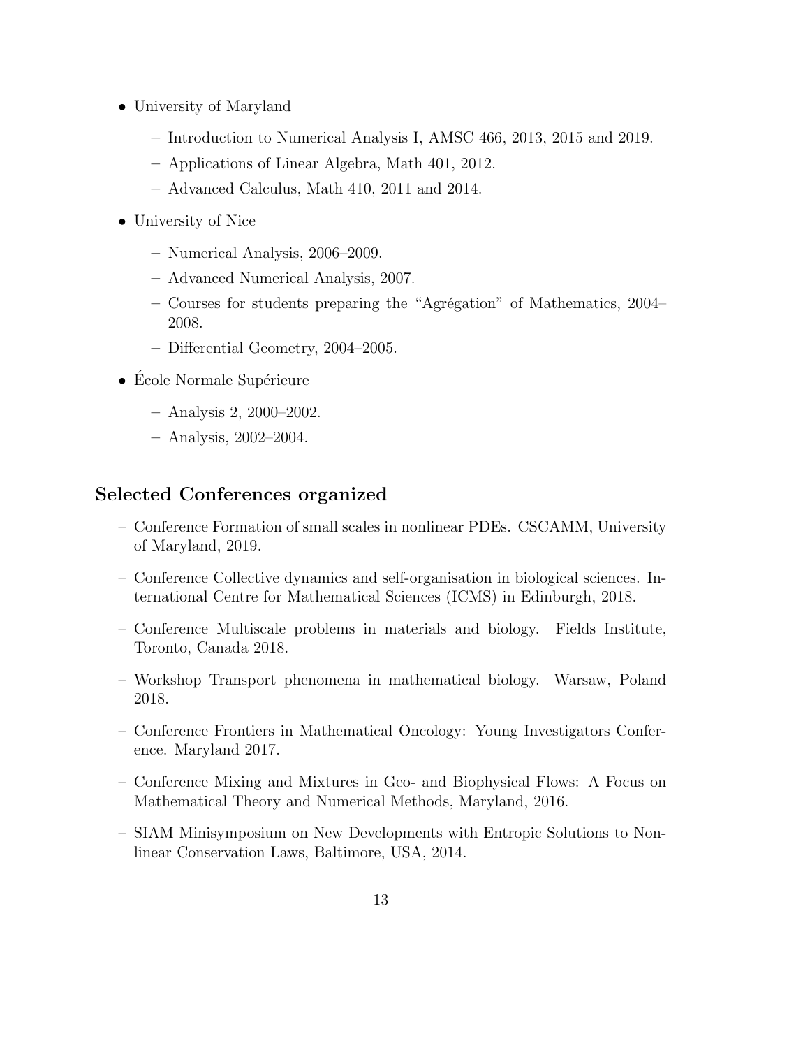- University of Maryland
  - Introduction to Numerical Analysis I, AMSC 466, 2013, 2015 and 2019.
  - Applications of Linear Algebra, Math 401, 2012.
  - Advanced Calculus, Math 410, 2011 and 2014.
- University of Nice
  - Numerical Analysis, 2006–2009.
  - Advanced Numerical Analysis, 2007.
  - Courses for students preparing the "Agrégation" of Mathematics, 2004–2008.
  - Differential Geometry, 2004–2005.
- École Normale Supérieure
  - Analysis 2, 2000–2002.
  - Analysis, 2002–2004.

## Selected Conferences organized

- Conference Formation of small scales in nonlinear PDEs. CSCAMM, University of Maryland, 2019.
- Conference Collective dynamics and self-organisation in biological sciences. International Centre for Mathematical Sciences (ICMS) in Edinburgh, 2018.
- Conference Multiscale problems in materials and biology. Fields Institute, Toronto, Canada 2018.
- Workshop Transport phenomena in mathematical biology. Warsaw, Poland 2018.
- Conference Frontiers in Mathematical Oncology: Young Investigators Conference. Maryland 2017.
- Conference Mixing and Mixtures in Geo- and Biophysical Flows: A Focus on Mathematical Theory and Numerical Methods, Maryland, 2016.
- SIAM Minisymposium on New Developments with Entropic Solutions to Nonlinear Conservation Laws, Baltimore, USA, 2014.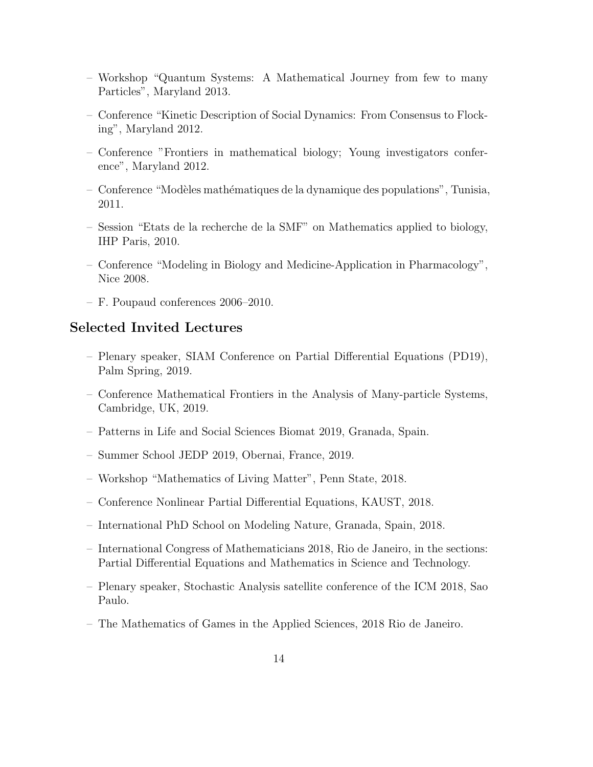- Workshop “Quantum Systems: A Mathematical Journey from few to many Particles”, Maryland 2013.
- Conference “Kinetic Description of Social Dynamics: From Consensus to Flocking”, Maryland 2012.
- Conference ”Frontiers in mathematical biology; Young investigators conference”, Maryland 2012.
- Conference “Modèles mathématiques de la dynamique des populations”, Tunisia, 2011.
- Session “Etats de la recherche de la SMF” on Mathematics applied to biology, IHP Paris, 2010.
- Conference “Modeling in Biology and Medicine-Application in Pharmacology”, Nice 2008.
- F. Poupaud conferences 2006–2010.

## Selected Invited Lectures

- Plenary speaker, SIAM Conference on Partial Differential Equations (PD19), Palm Spring, 2019.
- Conference Mathematical Frontiers in the Analysis of Many-particle Systems, Cambridge, UK, 2019.
- Patterns in Life and Social Sciences Biomat 2019, Granada, Spain.
- Summer School JEDP 2019, Obernai, France, 2019.
- Workshop “Mathematics of Living Matter”, Penn State, 2018.
- Conference Nonlinear Partial Differential Equations, KAUST, 2018.
- International PhD School on Modeling Nature, Granada, Spain, 2018.
- International Congress of Mathematicians 2018, Rio de Janeiro, in the sections: Partial Differential Equations and Mathematics in Science and Technology.
- Plenary speaker, Stochastic Analysis satellite conference of the ICM 2018, Sao Paulo.
- The Mathematics of Games in the Applied Sciences, 2018 Rio de Janeiro.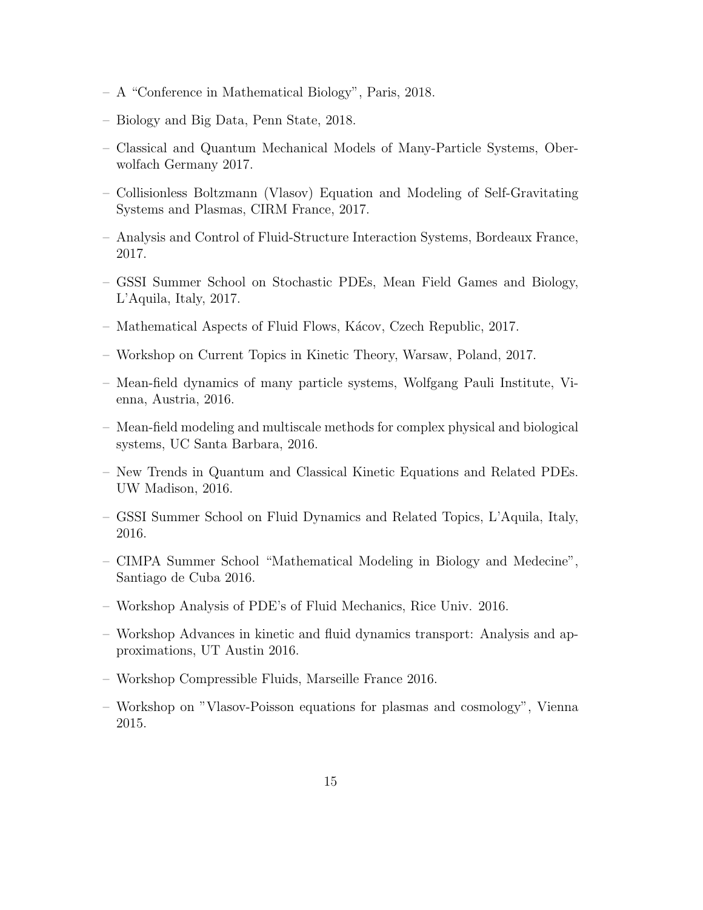- A “Conference in Mathematical Biology”, Paris, 2018.
- Biology and Big Data, Penn State, 2018.
- Classical and Quantum Mechanical Models of Many-Particle Systems, Oberwolfach Germany 2017.
- Collisionless Boltzmann (Vlasov) Equation and Modeling of Self-Gravitating Systems and Plasmas, CIRM France, 2017.
- Analysis and Control of Fluid-Structure Interaction Systems, Bordeaux France, 2017.
- GSSI Summer School on Stochastic PDEs, Mean Field Games and Biology, L’Aquila, Italy, 2017.
- Mathematical Aspects of Fluid Flows, Kácov, Czech Republic, 2017.
- Workshop on Current Topics in Kinetic Theory, Warsaw, Poland, 2017.
- Mean-field dynamics of many particle systems, Wolfgang Pauli Institute, Vienna, Austria, 2016.
- Mean-field modeling and multiscale methods for complex physical and biological systems, UC Santa Barbara, 2016.
- New Trends in Quantum and Classical Kinetic Equations and Related PDEs. UW Madison, 2016.
- GSSI Summer School on Fluid Dynamics and Related Topics, L’Aquila, Italy, 2016.
- CIMPA Summer School “Mathematical Modeling in Biology and Medecine”, Santiago de Cuba 2016.
- Workshop Analysis of PDE’s of Fluid Mechanics, Rice Univ. 2016.
- Workshop Advances in kinetic and fluid dynamics transport: Analysis and approximations, UT Austin 2016.
- Workshop Compressible Fluids, Marseille France 2016.
- Workshop on ”Vlasov-Poisson equations for plasmas and cosmology”, Vienna 2015.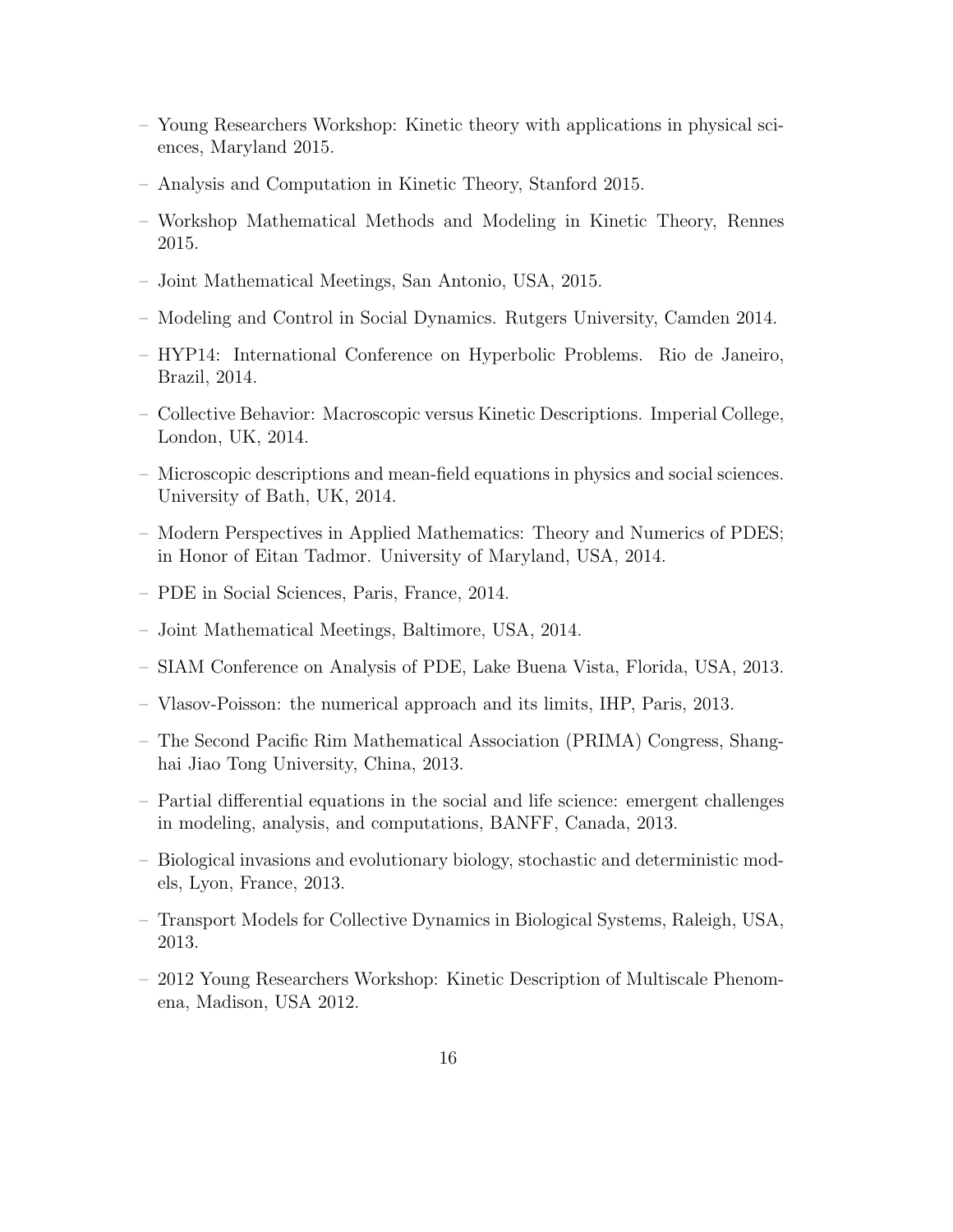- Young Researchers Workshop: Kinetic theory with applications in physical sciences, Maryland 2015.
- Analysis and Computation in Kinetic Theory, Stanford 2015.
- Workshop Mathematical Methods and Modeling in Kinetic Theory, Rennes 2015.
- Joint Mathematical Meetings, San Antonio, USA, 2015.
- Modeling and Control in Social Dynamics. Rutgers University, Camden 2014.
- HYP14: International Conference on Hyperbolic Problems. Rio de Janeiro, Brazil, 2014.
- Collective Behavior: Macroscopic versus Kinetic Descriptions. Imperial College, London, UK, 2014.
- Microscopic descriptions and mean-field equations in physics and social sciences. University of Bath, UK, 2014.
- Modern Perspectives in Applied Mathematics: Theory and Numerics of PDES; in Honor of Eitan Tadmor. University of Maryland, USA, 2014.
- PDE in Social Sciences, Paris, France, 2014.
- Joint Mathematical Meetings, Baltimore, USA, 2014.
- SIAM Conference on Analysis of PDE, Lake Buena Vista, Florida, USA, 2013.
- Vlasov-Poisson: the numerical approach and its limits, IHP, Paris, 2013.
- The Second Pacific Rim Mathematical Association (PRIMA) Congress, Shanghai Jiao Tong University, China, 2013.
- Partial differential equations in the social and life science: emergent challenges in modeling, analysis, and computations, BANFF, Canada, 2013.
- Biological invasions and evolutionary biology, stochastic and deterministic models, Lyon, France, 2013.
- Transport Models for Collective Dynamics in Biological Systems, Raleigh, USA, 2013.
- 2012 Young Researchers Workshop: Kinetic Description of Multiscale Phenomena, Madison, USA 2012.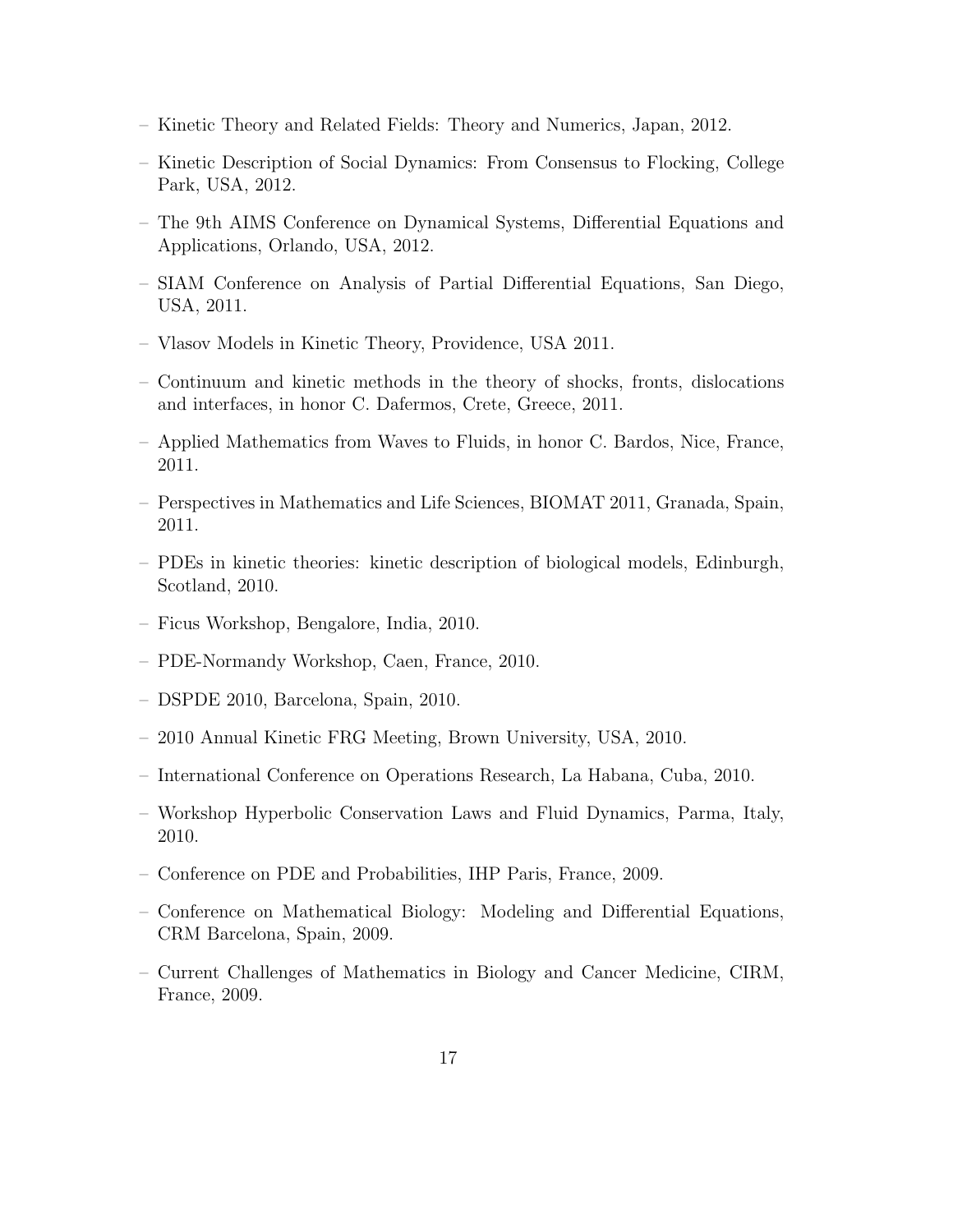- Kinetic Theory and Related Fields: Theory and Numerics, Japan, 2012.
- Kinetic Description of Social Dynamics: From Consensus to Flocking, College Park, USA, 2012.
- The 9th AIMS Conference on Dynamical Systems, Differential Equations and Applications, Orlando, USA, 2012.
- SIAM Conference on Analysis of Partial Differential Equations, San Diego, USA, 2011.
- Vlasov Models in Kinetic Theory, Providence, USA 2011.
- Continuum and kinetic methods in the theory of shocks, fronts, dislocations and interfaces, in honor C. Dafermos, Crete, Greece, 2011.
- Applied Mathematics from Waves to Fluids, in honor C. Bardos, Nice, France, 2011.
- Perspectives in Mathematics and Life Sciences, BIOMAT 2011, Granada, Spain, 2011.
- PDEs in kinetic theories: kinetic description of biological models, Edinburgh, Scotland, 2010.
- Ficus Workshop, Bengalore, India, 2010.
- PDE-Normandy Workshop, Caen, France, 2010.
- DSPDE 2010, Barcelona, Spain, 2010.
- 2010 Annual Kinetic FRG Meeting, Brown University, USA, 2010.
- International Conference on Operations Research, La Habana, Cuba, 2010.
- Workshop Hyperbolic Conservation Laws and Fluid Dynamics, Parma, Italy, 2010.
- Conference on PDE and Probabilities, IHP Paris, France, 2009.
- Conference on Mathematical Biology: Modeling and Differential Equations, CRM Barcelona, Spain, 2009.
- Current Challenges of Mathematics in Biology and Cancer Medicine, CIRM, France, 2009.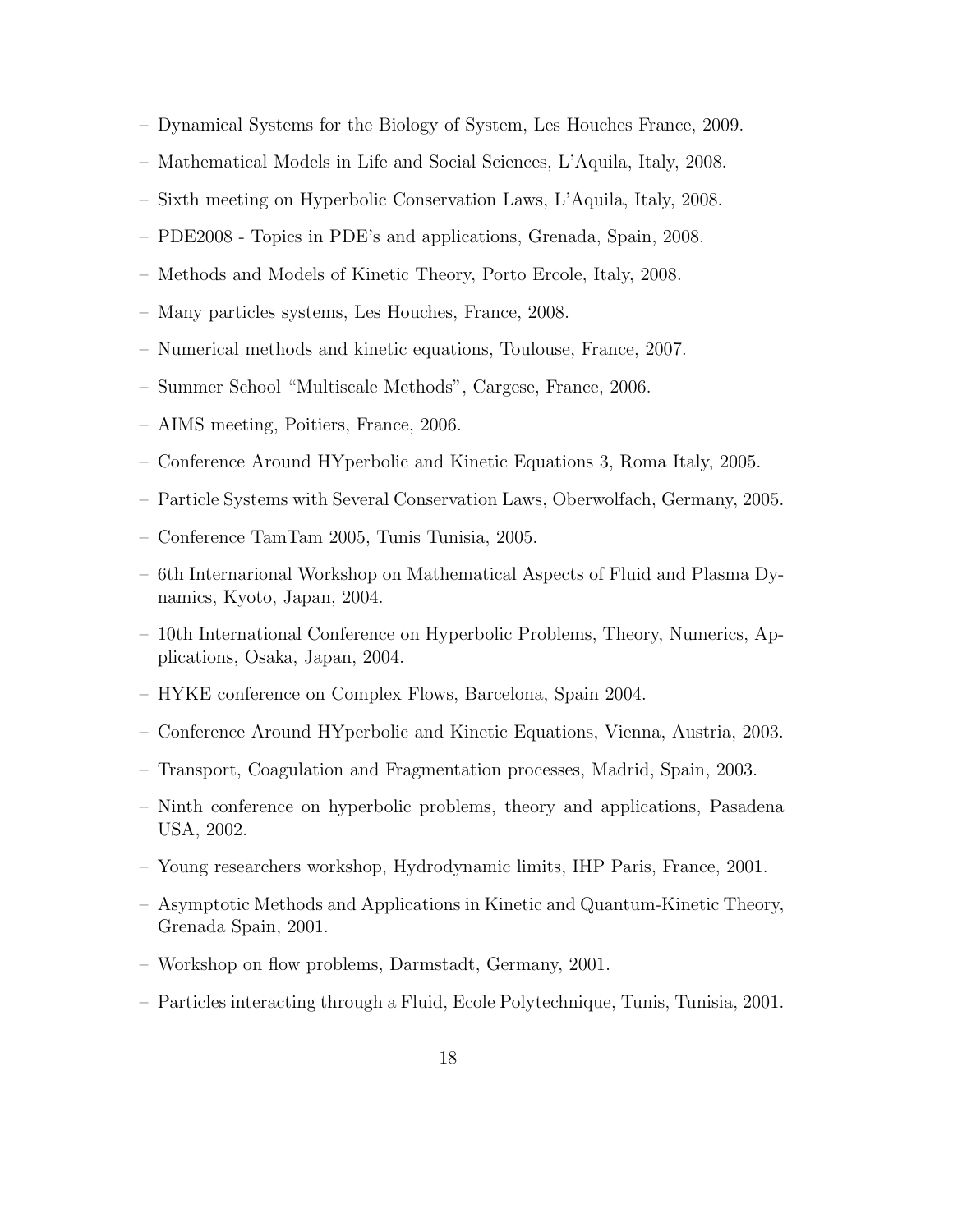- Dynamical Systems for the Biology of System, Les Houches France, 2009.
- Mathematical Models in Life and Social Sciences, L'Aquila, Italy, 2008.
- Sixth meeting on Hyperbolic Conservation Laws, L'Aquila, Italy, 2008.
- PDE2008 - Topics in PDE's and applications, Grenada, Spain, 2008.
- Methods and Models of Kinetic Theory, Porto Ercole, Italy, 2008.
- Many particles systems, Les Houches, France, 2008.
- Numerical methods and kinetic equations, Toulouse, France, 2007.
- Summer School "Multiscale Methods", Cargese, France, 2006.
- AIMS meeting, Poitiers, France, 2006.
- Conference Around HYperbolic and Kinetic Equations 3, Roma Italy, 2005.
- Particle Systems with Several Conservation Laws, Oberwolfach, Germany, 2005.
- Conference TamTam 2005, Tunis Tunisia, 2005.
- 6th Internarional Workshop on Mathematical Aspects of Fluid and Plasma Dynamics, Kyoto, Japan, 2004.
- 10th International Conference on Hyperbolic Problems, Theory, Numerics, Applications, Osaka, Japan, 2004.
- HYKE conference on Complex Flows, Barcelona, Spain 2004.
- Conference Around HYperbolic and Kinetic Equations, Vienna, Austria, 2003.
- Transport, Coagulation and Fragmentation processes, Madrid, Spain, 2003.
- Ninth conference on hyperbolic problems, theory and applications, Pasadena USA, 2002.
- Young researchers workshop, Hydrodynamic limits, IHP Paris, France, 2001.
- Asymptotic Methods and Applications in Kinetic and Quantum-Kinetic Theory, Grenada Spain, 2001.
- Workshop on flow problems, Darmstadt, Germany, 2001.
- Particles interacting through a Fluid, Ecole Polytechnique, Tunis, Tunisia, 2001.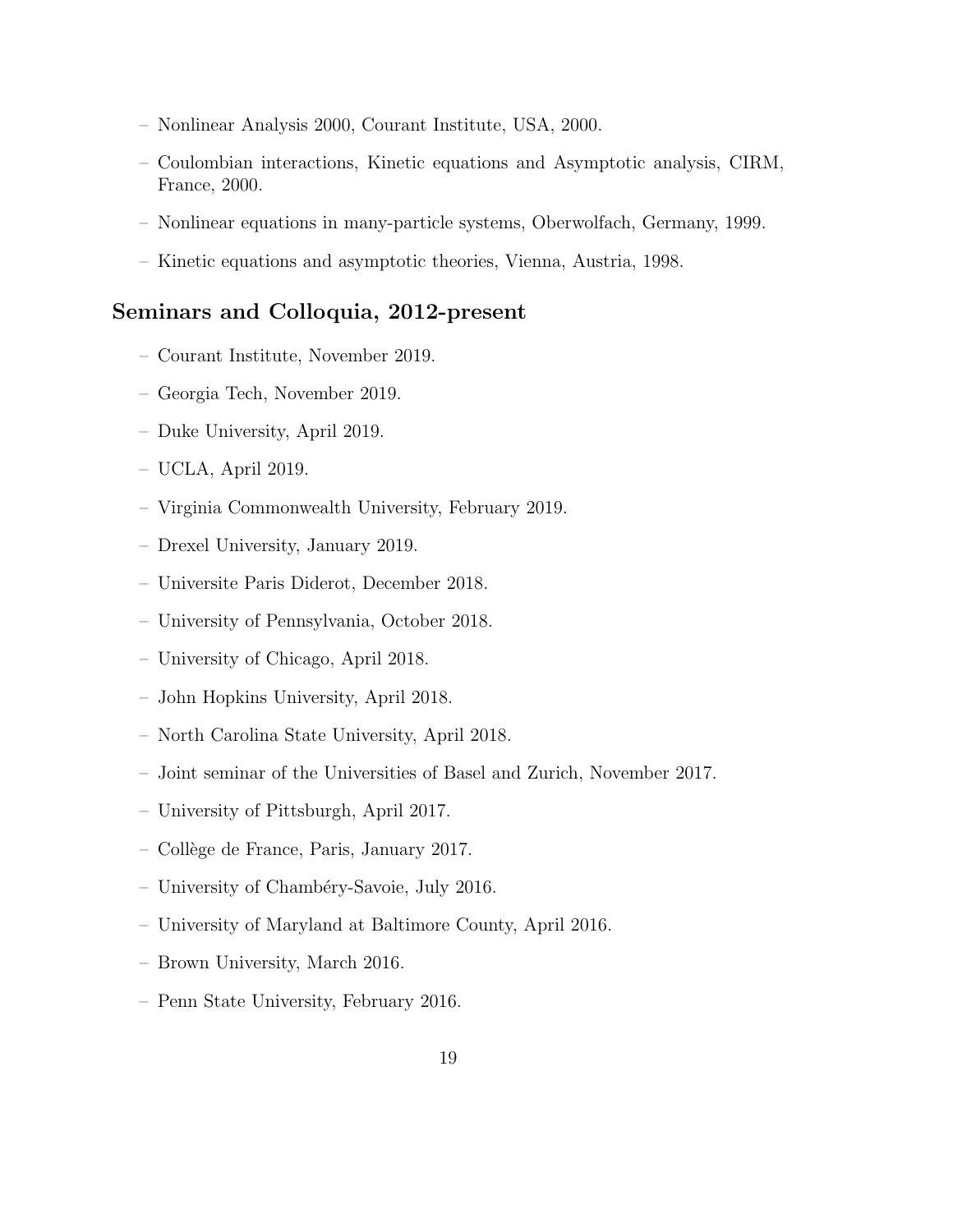- Nonlinear Analysis 2000, Courant Institute, USA, 2000.
- Coulombian interactions, Kinetic equations and Asymptotic analysis, CIRM, France, 2000.
- Nonlinear equations in many-particle systems, Oberwolfach, Germany, 1999.
- Kinetic equations and asymptotic theories, Vienna, Austria, 1998.

## Seminars and Colloquia, 2012-present

- Courant Institute, November 2019.
- Georgia Tech, November 2019.
- Duke University, April 2019.
- UCLA, April 2019.
- Virginia Commonwealth University, February 2019.
- Drexel University, January 2019.
- Universite Paris Diderot, December 2018.
- University of Pennsylvania, October 2018.
- University of Chicago, April 2018.
- John Hopkins University, April 2018.
- North Carolina State University, April 2018.
- Joint seminar of the Universities of Basel and Zurich, November 2017.
- University of Pittsburgh, April 2017.
- Collège de France, Paris, January 2017.
- University of Chambéry-Savoie, July 2016.
- University of Maryland at Baltimore County, April 2016.
- Brown University, March 2016.
- Penn State University, February 2016.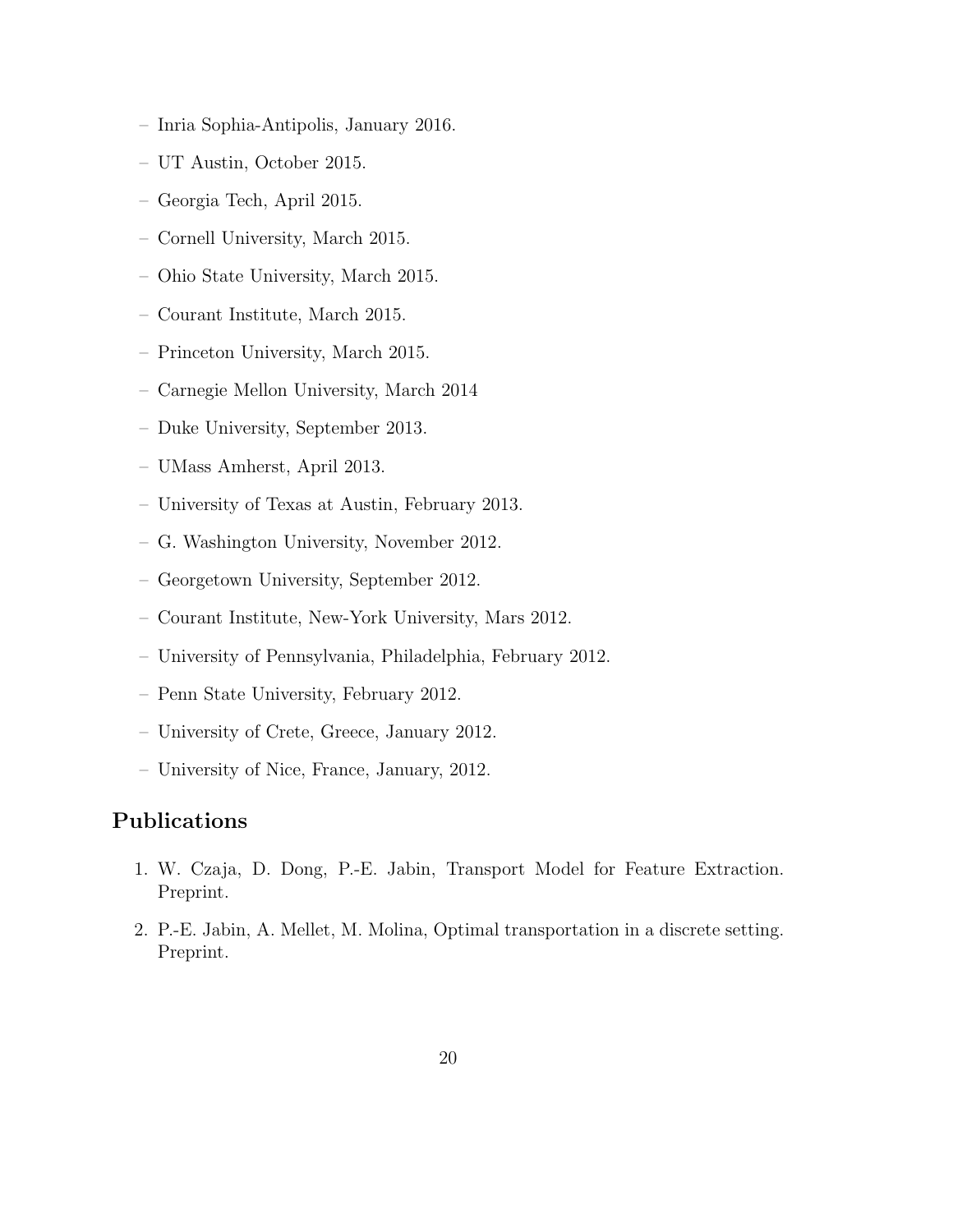- Inria Sophia-Antipolis, January 2016.
- UT Austin, October 2015.
- Georgia Tech, April 2015.
- Cornell University, March 2015.
- Ohio State University, March 2015.
- Courant Institute, March 2015.
- Princeton University, March 2015.
- Carnegie Mellon University, March 2014
- Duke University, September 2013.
- UMass Amherst, April 2013.
- University of Texas at Austin, February 2013.
- G. Washington University, November 2012.
- Georgetown University, September 2012.
- Courant Institute, New-York University, Mars 2012.
- University of Pennsylvania, Philadelphia, February 2012.
- Penn State University, February 2012.
- University of Crete, Greece, January 2012.
- University of Nice, France, January, 2012.

## Publications

1. W. Czaja, D. Dong, P.-E. Jabin, Transport Model for Feature Extraction. Preprint.
2. P.-E. Jabin, A. Mellet, M. Molina, Optimal transportation in a discrete setting. Preprint.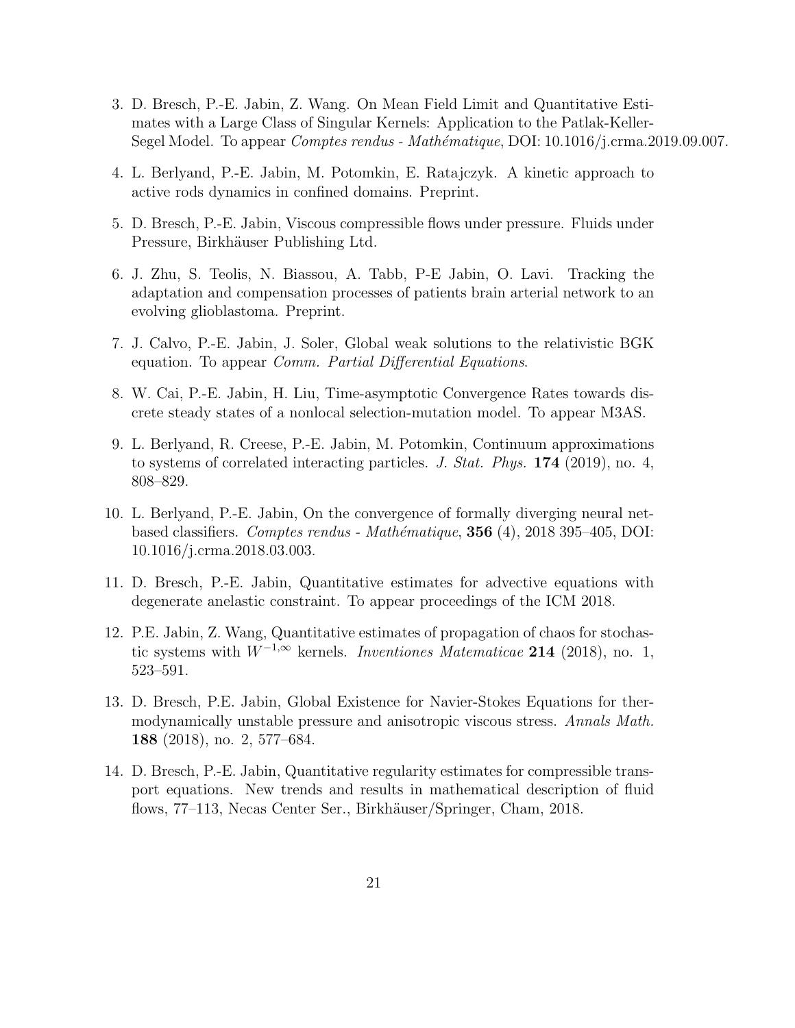3. D. Bresch, P.-E. Jabin, Z. Wang. On Mean Field Limit and Quantitative Estimates with a Large Class of Singular Kernels: Application to the Patlak-Keller-Segel Model. To appear *Comptes rendus - Mathématique*, DOI: 10.1016/j.crma.2019.09.007.

4. L. Berlyand, P.-E. Jabin, M. Potomkin, E. Ratajczyk. A kinetic approach to active rods dynamics in confined domains. Preprint.

5. D. Bresch, P.-E. Jabin, Viscous compressible flows under pressure. Fluids under Pressure, Birkhäuser Publishing Ltd.

6. J. Zhu, S. Teolis, N. Biassou, A. Tabb, P-E Jabin, O. Lavi. Tracking the adaptation and compensation processes of patients brain arterial network to an evolving glioblastoma. Preprint.

7. J. Calvo, P.-E. Jabin, J. Soler, Global weak solutions to the relativistic BGK equation. To appear *Comm. Partial Differential Equations*.

8. W. Cai, P.-E. Jabin, H. Liu, Time-asymptotic Convergence Rates towards discrete steady states of a nonlocal selection-mutation model. To appear M3AS.

9. L. Berlyand, R. Creese, P.-E. Jabin, M. Potomkin, Continuum approximations to systems of correlated interacting particles. *J. Stat. Phys.* **174** (2019), no. 4, 808–829.

10. L. Berlyand, P.-E. Jabin, On the convergence of formally diverging neural net-based classifiers. *Comptes rendus - Mathématique*, **356** (4), 2018 395–405, DOI: 10.1016/j.crma.2018.03.003.

11. D. Bresch, P.-E. Jabin, Quantitative estimates for advective equations with degenerate anelastic constraint. To appear proceedings of the ICM 2018.

12. P.E. Jabin, Z. Wang, Quantitative estimates of propagation of chaos for stochastic systems with $W^{-1,\infty}$ kernels. *Inventiones Matematicae* **214** (2018), no. 1, 523–591.

13. D. Bresch, P.E. Jabin, Global Existence for Navier-Stokes Equations for thermodynamically unstable pressure and anisotropic viscous stress. *Annals Math.* **188** (2018), no. 2, 577–684.

14. D. Bresch, P.-E. Jabin, Quantitative regularity estimates for compressible transport equations. New trends and results in mathematical description of fluid flows, 77–113, Necas Center Ser., Birkhäuser/Springer, Cham, 2018.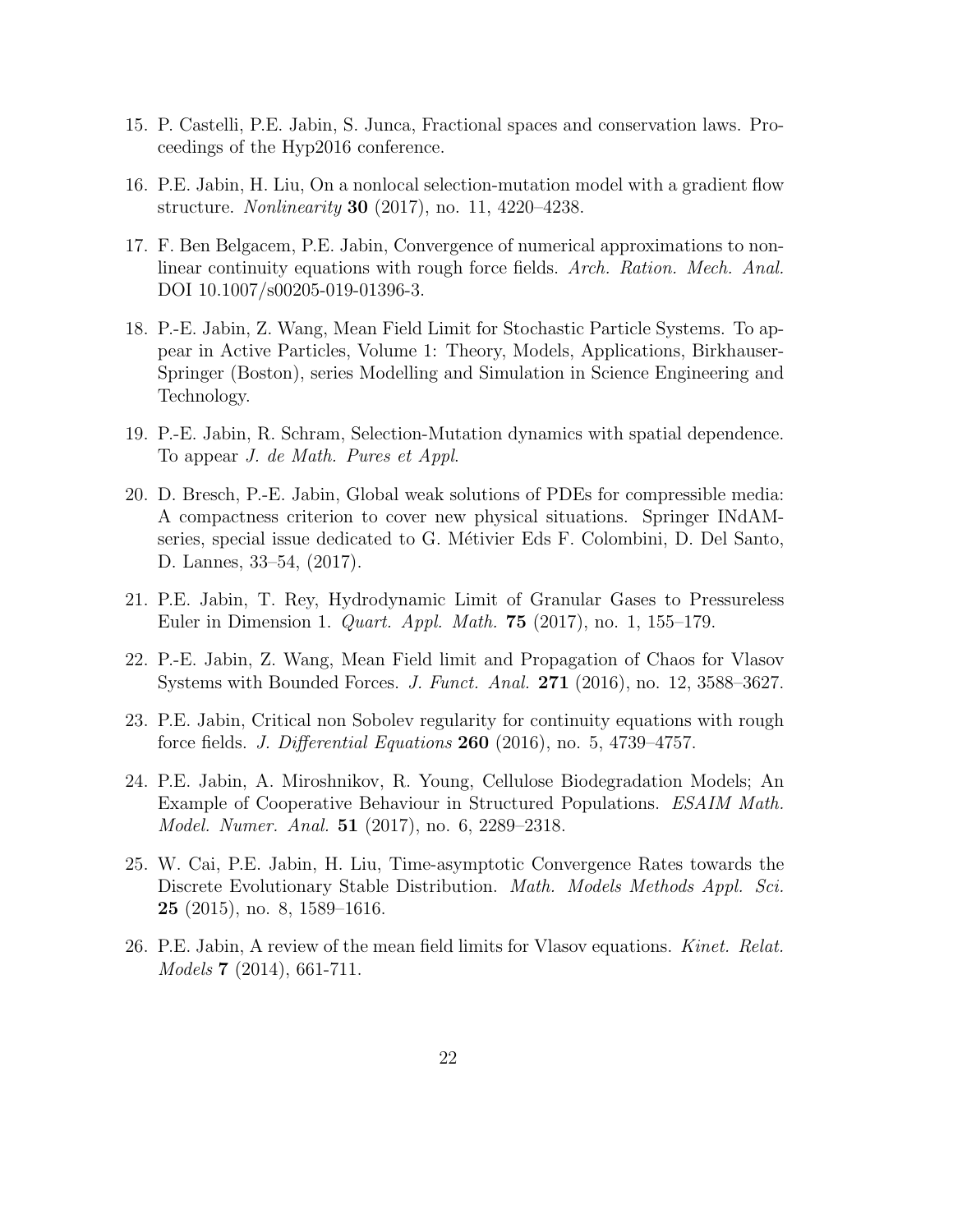15. P. Castelli, P.E. Jabin, S. Junca, Fractional spaces and conservation laws. Proceedings of the Hyp2016 conference.

16. P.E. Jabin, H. Liu, On a nonlocal selection-mutation model with a gradient flow structure. *Nonlinearity* **30** (2017), no. 11, 4220–4238.

17. F. Ben Belgacem, P.E. Jabin, Convergence of numerical approximations to nonlinear continuity equations with rough force fields. *Arch. Ration. Mech. Anal.* DOI 10.1007/s00205-019-01396-3.

18. P.-E. Jabin, Z. Wang, Mean Field Limit for Stochastic Particle Systems. To appear in Active Particles, Volume 1: Theory, Models, Applications, Birkhauser-Springer (Boston), series Modelling and Simulation in Science Engineering and Technology.

19. P.-E. Jabin, R. Schram, Selection-Mutation dynamics with spatial dependence. To appear *J. de Math. Pures et Appl*.

20. D. Bresch, P.-E. Jabin, Global weak solutions of PDEs for compressible media: A compactness criterion to cover new physical situations. Springer INdAM-series, special issue dedicated to G. Métivier Eds F. Colombini, D. Del Santo, D. Lannes, 33–54, (2017).

21. P.E. Jabin, T. Rey, Hydrodynamic Limit of Granular Gases to Pressureless Euler in Dimension 1. *Quart. Appl. Math.* **75** (2017), no. 1, 155–179.

22. P.-E. Jabin, Z. Wang, Mean Field limit and Propagation of Chaos for Vlasov Systems with Bounded Forces. *J. Funct. Anal.* **271** (2016), no. 12, 3588–3627.

23. P.E. Jabin, Critical non Sobolev regularity for continuity equations with rough force fields. *J. Differential Equations* **260** (2016), no. 5, 4739–4757.

24. P.E. Jabin, A. Miroshnikov, R. Young, Cellulose Biodegradation Models; An Example of Cooperative Behaviour in Structured Populations. *ESAIM Math. Model. Numer. Anal.* **51** (2017), no. 6, 2289–2318.

25. W. Cai, P.E. Jabin, H. Liu, Time-asymptotic Convergence Rates towards the Discrete Evolutionary Stable Distribution. *Math. Models Methods Appl. Sci.* **25** (2015), no. 8, 1589–1616.

26. P.E. Jabin, A review of the mean field limits for Vlasov equations. *Kinet. Relat. Models* **7** (2014), 661-711.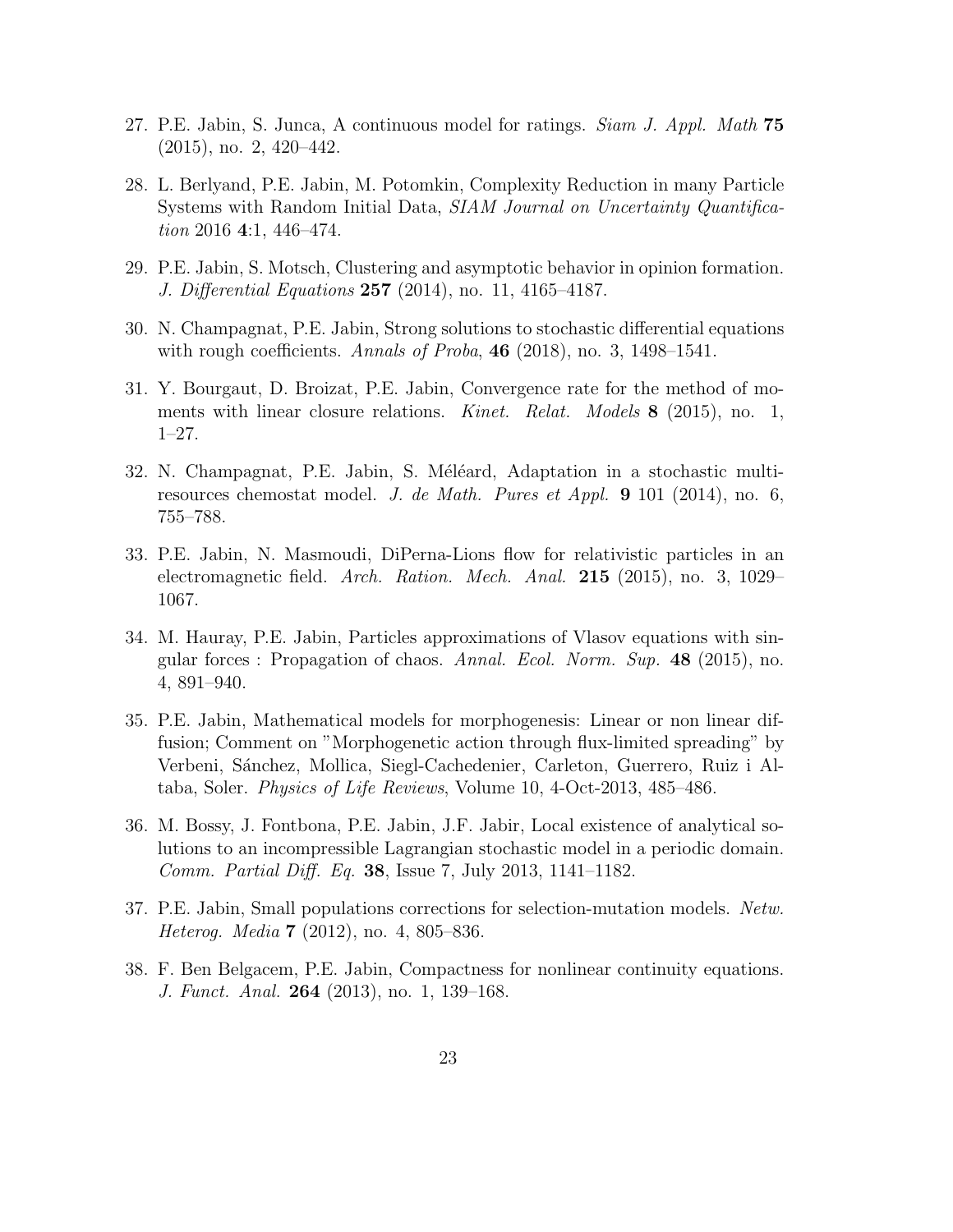27. P.E. Jabin, S. Junca, A continuous model for ratings. *Siam J. Appl. Math* **75** (2015), no. 2, 420–442.

28. L. Berlyand, P.E. Jabin, M. Potomkin, Complexity Reduction in many Particle Systems with Random Initial Data, *SIAM Journal on Uncertainty Quantification* 2016 **4**:1, 446–474.

29. P.E. Jabin, S. Motsch, Clustering and asymptotic behavior in opinion formation. *J. Differential Equations* **257** (2014), no. 11, 4165–4187.

30. N. Champagnat, P.E. Jabin, Strong solutions to stochastic differential equations with rough coefficients. *Annals of Proba*, **46** (2018), no. 3, 1498–1541.

31. Y. Bourgaut, D. Broizat, P.E. Jabin, Convergence rate for the method of moments with linear closure relations. *Kinet. Relat. Models* **8** (2015), no. 1, 1–27.

32. N. Champagnat, P.E. Jabin, S. Méléard, Adaptation in a stochastic multi-resources chemostat model. *J. de Math. Pures et Appl.* **9** 101 (2014), no. 6, 755–788.

33. P.E. Jabin, N. Masmoudi, DiPerna-Lions flow for relativistic particles in an electromagnetic field. *Arch. Ration. Mech. Anal.* **215** (2015), no. 3, 1029–1067.

34. M. Hauray, P.E. Jabin, Particles approximations of Vlasov equations with singular forces : Propagation of chaos. *Annal. Ecol. Norm. Sup.* **48** (2015), no. 4, 891–940.

35. P.E. Jabin, Mathematical models for morphogenesis: Linear or non linear diffusion; Comment on "Morphogenetic action through flux-limited spreading" by Verbeni, Sánchez, Mollica, Siegl-Cachedenier, Carleton, Guerrero, Ruiz i Altaba, Soler. *Physics of Life Reviews*, Volume 10, 4-Oct-2013, 485–486.

36. M. Bossy, J. Fontbona, P.E. Jabin, J.F. Jabir, Local existence of analytical solutions to an incompressible Lagrangian stochastic model in a periodic domain. *Comm. Partial Diff. Eq.* **38**, Issue 7, July 2013, 1141–1182.

37. P.E. Jabin, Small populations corrections for selection-mutation models. *Netw. Heterog. Media* **7** (2012), no. 4, 805–836.

38. F. Ben Belgacem, P.E. Jabin, Compactness for nonlinear continuity equations. *J. Funct. Anal.* **264** (2013), no. 1, 139–168.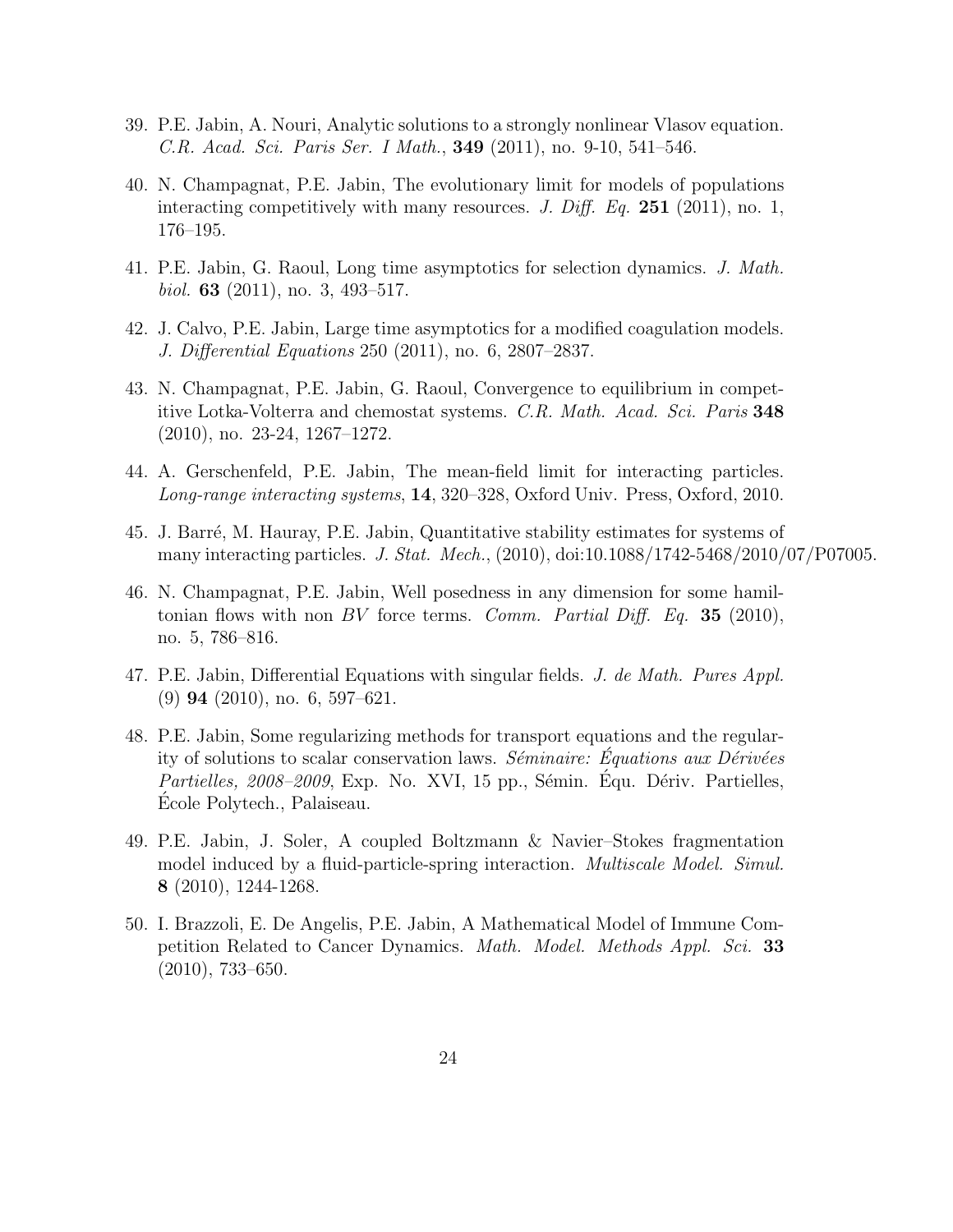39. P.E. Jabin, A. Nouri, Analytic solutions to a strongly nonlinear Vlasov equation. *C.R. Acad. Sci. Paris Ser. I Math.*, **349** (2011), no. 9-10, 541–546.

40. N. Champagnat, P.E. Jabin, The evolutionary limit for models of populations interacting competitively with many resources. *J. Diff. Eq.* **251** (2011), no. 1, 176–195.

41. P.E. Jabin, G. Raoul, Long time asymptotics for selection dynamics. *J. Math. biol.* **63** (2011), no. 3, 493–517.

42. J. Calvo, P.E. Jabin, Large time asymptotics for a modified coagulation models. *J. Differential Equations* 250 (2011), no. 6, 2807–2837.

43. N. Champagnat, P.E. Jabin, G. Raoul, Convergence to equilibrium in competitive Lotka-Volterra and chemostat systems. *C.R. Math. Acad. Sci. Paris* **348** (2010), no. 23-24, 1267–1272.

44. A. Gerschenfeld, P.E. Jabin, The mean-field limit for interacting particles. *Long-range interacting systems*, **14**, 320–328, Oxford Univ. Press, Oxford, 2010.

45. J. Barré, M. Hauray, P.E. Jabin, Quantitative stability estimates for systems of many interacting particles. *J. Stat. Mech.*, (2010), doi:10.1088/1742-5468/2010/07/P07005.

46. N. Champagnat, P.E. Jabin, Well posedness in any dimension for some hamiltonian flows with non *BV* force terms. *Comm. Partial Diff. Eq.* **35** (2010), no. 5, 786–816.

47. P.E. Jabin, Differential Equations with singular fields. *J. de Math. Pures Appl.* (9) **94** (2010), no. 6, 597–621.

48. P.E. Jabin, Some regularizing methods for transport equations and the regularity of solutions to scalar conservation laws. *Séminaire: Équations aux Dérivées Partielles, 2008–2009*, Exp. No. XVI, 15 pp., Sémin. Équ. Dériv. Partielles, École Polytech., Palaiseau.

49. P.E. Jabin, J. Soler, A coupled Boltzmann & Navier–Stokes fragmentation model induced by a fluid-particle-spring interaction. *Multiscale Model. Simul.* **8** (2010), 1244-1268.

50. I. Brazzoli, E. De Angelis, P.E. Jabin, A Mathematical Model of Immune Competition Related to Cancer Dynamics. *Math. Model. Methods Appl. Sci.* **33** (2010), 733–650.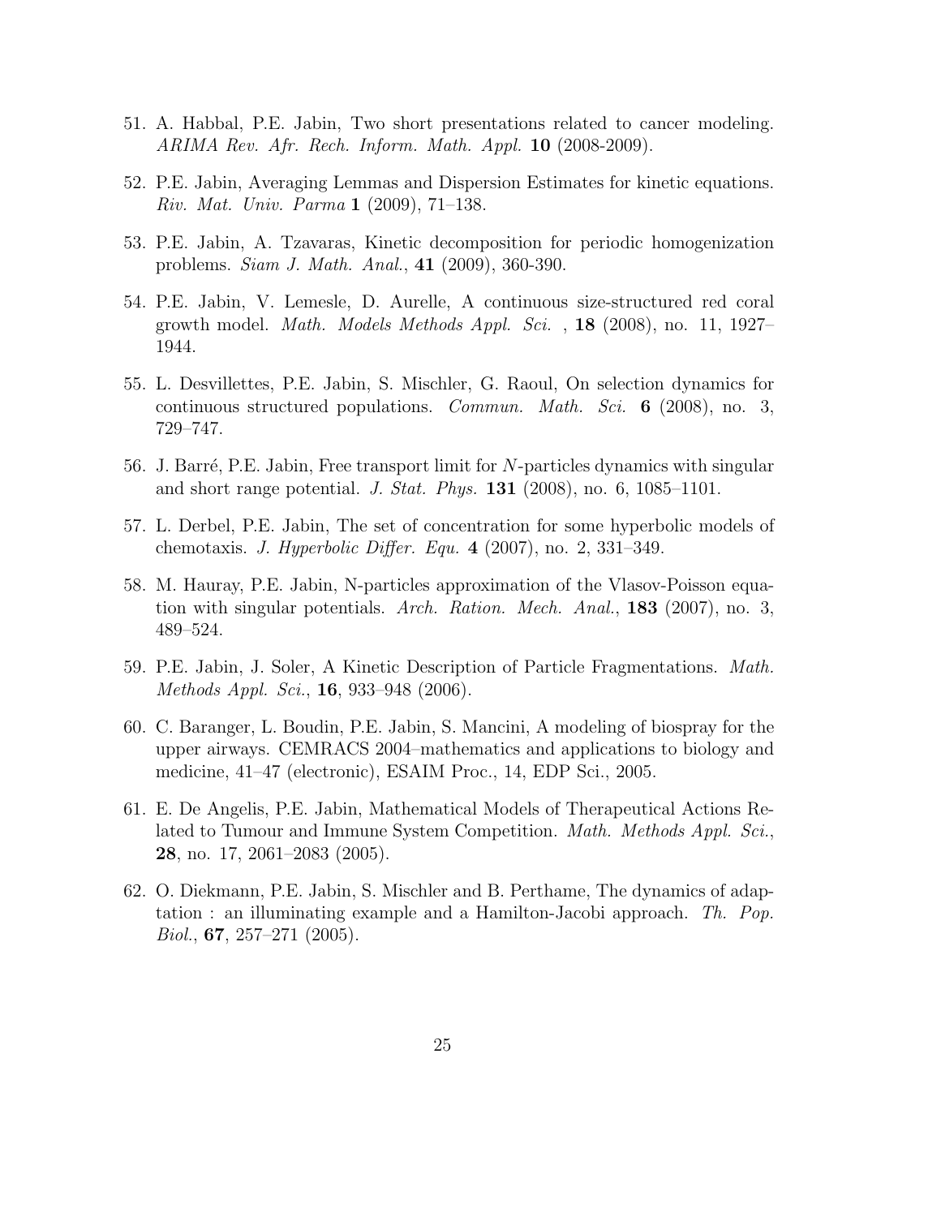51. A. Habbal, P.E. Jabin, Two short presentations related to cancer modeling. *ARIMA Rev. Afr. Rech. Inform. Math. Appl.* **10** (2008-2009).

52. P.E. Jabin, Averaging Lemmas and Dispersion Estimates for kinetic equations. *Riv. Mat. Univ. Parma* **1** (2009), 71–138.

53. P.E. Jabin, A. Tzavaras, Kinetic decomposition for periodic homogenization problems. *Siam J. Math. Anal.*, **41** (2009), 360-390.

54. P.E. Jabin, V. Lemesle, D. Aurelle, A continuous size-structured red coral growth model. *Math. Models Methods Appl. Sci.* , **18** (2008), no. 11, 1927–1944.

55. L. Desvillettes, P.E. Jabin, S. Mischler, G. Raoul, On selection dynamics for continuous structured populations. *Commun. Math. Sci.* **6** (2008), no. 3, 729–747.

56. J. Barré, P.E. Jabin, Free transport limit for $N$-particles dynamics with singular and short range potential. *J. Stat. Phys.* **131** (2008), no. 6, 1085–1101.

57. L. Derbel, P.E. Jabin, The set of concentration for some hyperbolic models of chemotaxis. *J. Hyperbolic Differ. Equ.* **4** (2007), no. 2, 331–349.

58. M. Hauray, P.E. Jabin, N-particles approximation of the Vlasov-Poisson equation with singular potentials. *Arch. Ration. Mech. Anal.*, **183** (2007), no. 3, 489–524.

59. P.E. Jabin, J. Soler, A Kinetic Description of Particle Fragmentations. *Math. Methods Appl. Sci.*, **16**, 933–948 (2006).

60. C. Baranger, L. Boudin, P.E. Jabin, S. Mancini, A modeling of biospray for the upper airways. CEMRACS 2004–mathematics and applications to biology and medicine, 41–47 (electronic), ESAIM Proc., 14, EDP Sci., 2005.

61. E. De Angelis, P.E. Jabin, Mathematical Models of Therapeutical Actions Related to Tumour and Immune System Competition. *Math. Methods Appl. Sci.*, **28**, no. 17, 2061–2083 (2005).

62. O. Diekmann, P.E. Jabin, S. Mischler and B. Perthame, The dynamics of adaptation : an illuminating example and a Hamilton-Jacobi approach. *Th. Pop. Biol.*, **67**, 257–271 (2005).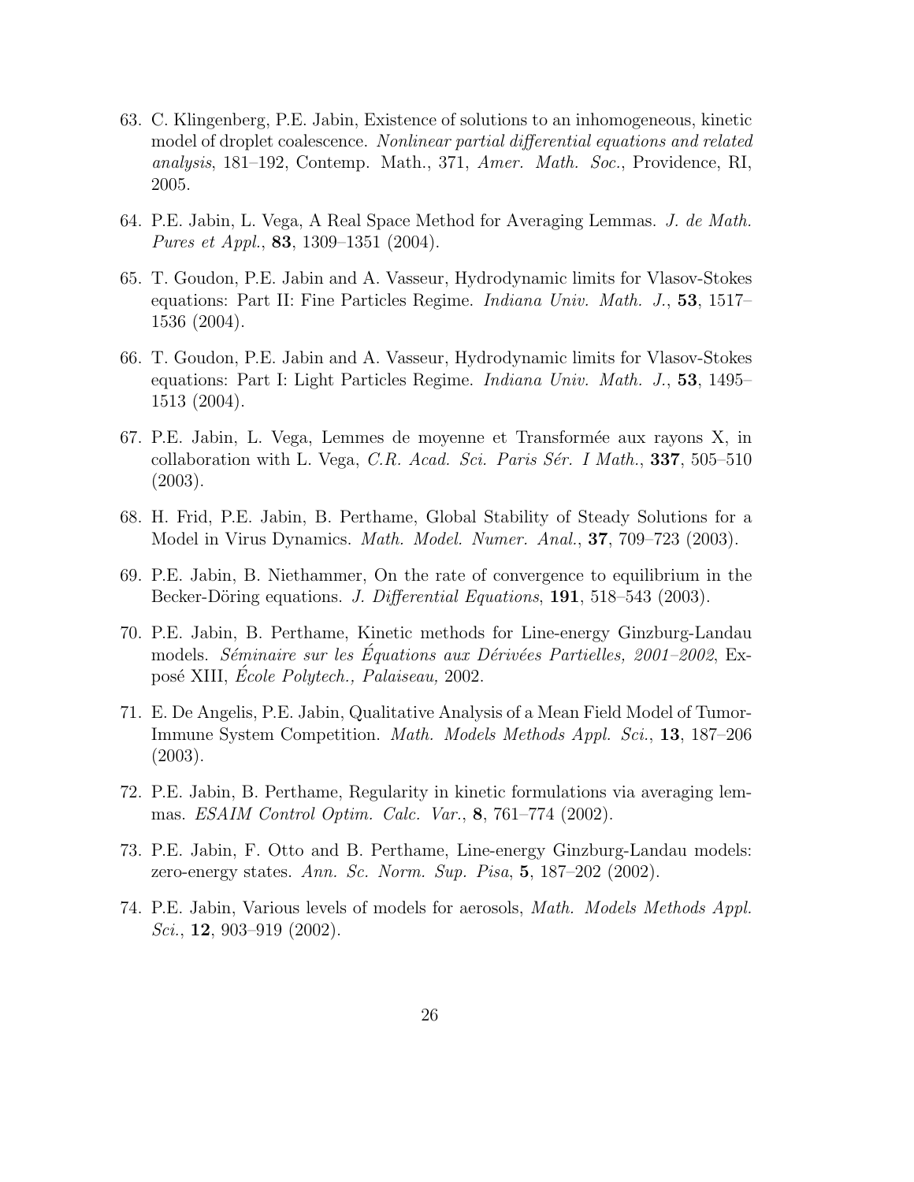63. C. Klingenberg, P.E. Jabin, Existence of solutions to an inhomogeneous, kinetic model of droplet coalescence. *Nonlinear partial differential equations and related analysis*, 181–192, Contemp. Math., 371, *Amer. Math. Soc.*, Providence, RI, 2005.

64. P.E. Jabin, L. Vega, A Real Space Method for Averaging Lemmas. *J. de Math. Pures et Appl.*, **83**, 1309–1351 (2004).

65. T. Goudon, P.E. Jabin and A. Vasseur, Hydrodynamic limits for Vlasov-Stokes equations: Part II: Fine Particles Regime. *Indiana Univ. Math. J.*, **53**, 1517–1536 (2004).

66. T. Goudon, P.E. Jabin and A. Vasseur, Hydrodynamic limits for Vlasov-Stokes equations: Part I: Light Particles Regime. *Indiana Univ. Math. J.*, **53**, 1495–1513 (2004).

67. P.E. Jabin, L. Vega, Lemmes de moyenne et Transformée aux rayons X, in collaboration with L. Vega, *C.R. Acad. Sci. Paris Sér. I Math.*, **337**, 505–510 (2003).

68. H. Frid, P.E. Jabin, B. Perthame, Global Stability of Steady Solutions for a Model in Virus Dynamics. *Math. Model. Numer. Anal.*, **37**, 709–723 (2003).

69. P.E. Jabin, B. Niethammer, On the rate of convergence to equilibrium in the Becker-Döring equations. *J. Differential Equations*, **191**, 518–543 (2003).

70. P.E. Jabin, B. Perthame, Kinetic methods for Line-energy Ginzburg-Landau models. *Séminaire sur les Équations aux Dérivées Partielles, 2001–2002*, Exposé XIII, *École Polytech., Palaiseau,* 2002.

71. E. De Angelis, P.E. Jabin, Qualitative Analysis of a Mean Field Model of Tumor-Immune System Competition. *Math. Models Methods Appl. Sci.*, **13**, 187–206 (2003).

72. P.E. Jabin, B. Perthame, Regularity in kinetic formulations via averaging lemmas. *ESAIM Control Optim. Calc. Var.*, **8**, 761–774 (2002).

73. P.E. Jabin, F. Otto and B. Perthame, Line-energy Ginzburg-Landau models: zero-energy states. *Ann. Sc. Norm. Sup. Pisa*, **5**, 187–202 (2002).

74. P.E. Jabin, Various levels of models for aerosols, *Math. Models Methods Appl. Sci.*, **12**, 903–919 (2002).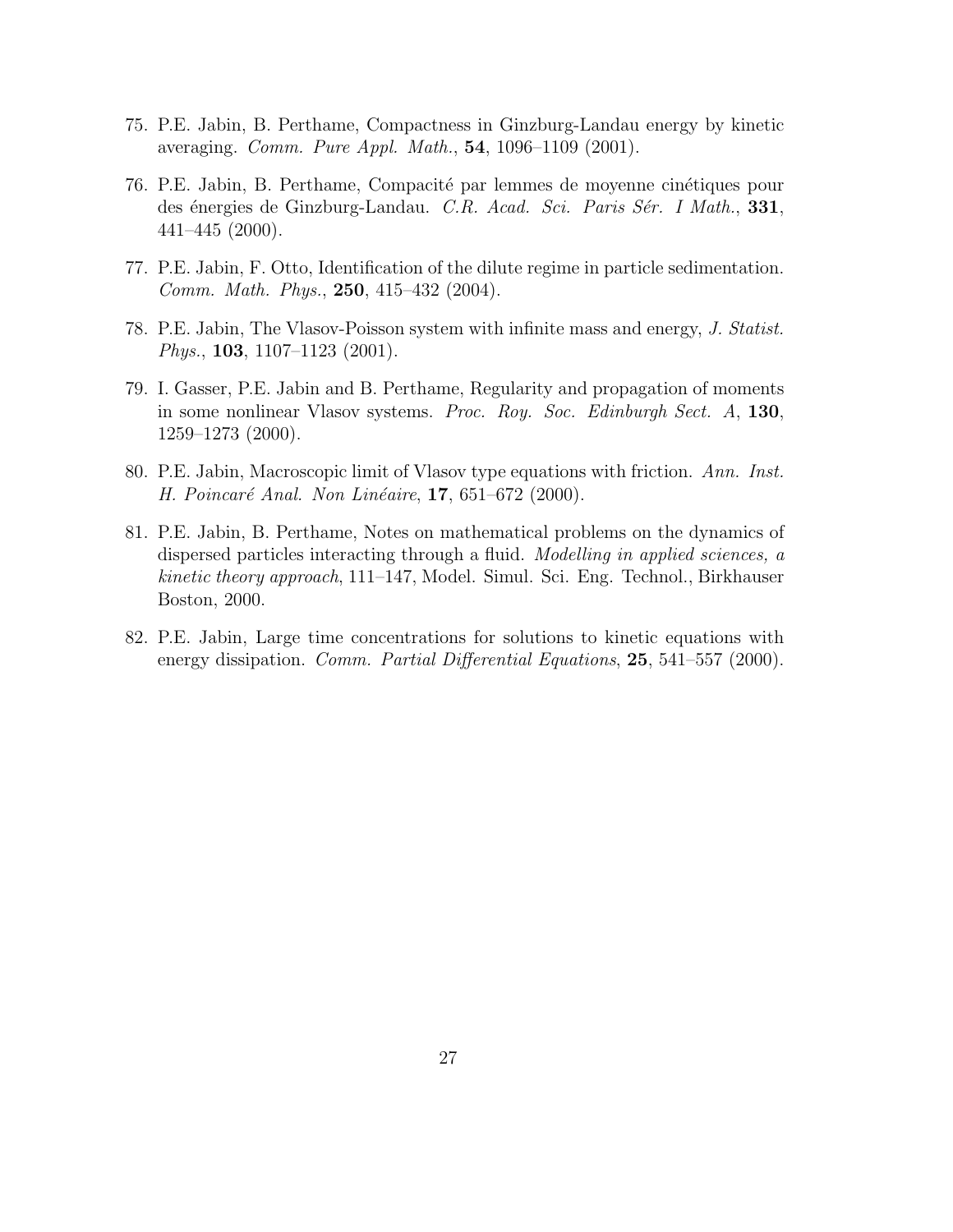75. P.E. Jabin, B. Perthame, Compactness in Ginzburg-Landau energy by kinetic averaging. *Comm. Pure Appl. Math.*, **54**, 1096–1109 (2001).

76. P.E. Jabin, B. Perthame, Compacité par lemmes de moyenne cinétiques pour des énergies de Ginzburg-Landau. *C.R. Acad. Sci. Paris Sér. I Math.*, **331**, 441–445 (2000).

77. P.E. Jabin, F. Otto, Identification of the dilute regime in particle sedimentation. *Comm. Math. Phys.*, **250**, 415–432 (2004).

78. P.E. Jabin, The Vlasov-Poisson system with infinite mass and energy, *J. Statist. Phys.*, **103**, 1107–1123 (2001).

79. I. Gasser, P.E. Jabin and B. Perthame, Regularity and propagation of moments in some nonlinear Vlasov systems. *Proc. Roy. Soc. Edinburgh Sect. A*, **130**, 1259–1273 (2000).

80. P.E. Jabin, Macroscopic limit of Vlasov type equations with friction. *Ann. Inst. H. Poincaré Anal. Non Linéaire*, **17**, 651–672 (2000).

81. P.E. Jabin, B. Perthame, Notes on mathematical problems on the dynamics of dispersed particles interacting through a fluid. *Modelling in applied sciences, a kinetic theory approach*, 111–147, Model. Simul. Sci. Eng. Technol., Birkhauser Boston, 2000.

82. P.E. Jabin, Large time concentrations for solutions to kinetic equations with energy dissipation. *Comm. Partial Differential Equations*, **25**, 541–557 (2000).